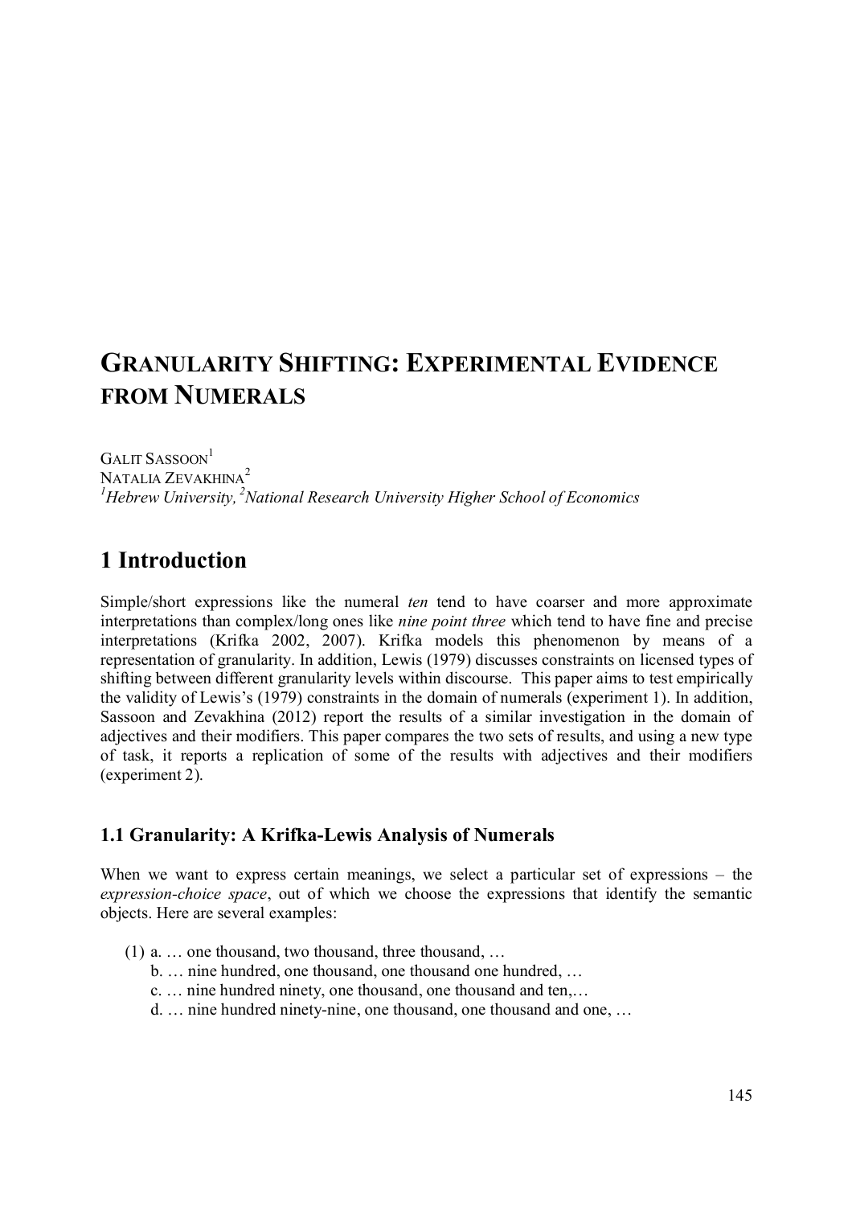# GRANULARITY SHIFTING: EXPERIMENTAL EVIDENCE FROM NUMERALS

GALIT SASSOON[1]
NATALIA ZEVAKHINA[2]
*[1]Hebrew University, [2]National Research University Higher School of Economics*

## 1 Introduction

Simple/short expressions like the numeral *ten* tend to have coarser and more approximate interpretations than complex/long ones like *nine point three* which tend to have fine and precise interpretations (Krifka 2002, 2007). Krifka models this phenomenon by means of a representation of granularity. In addition, Lewis (1979) discusses constraints on licensed types of shifting between different granularity levels within discourse. This paper aims to test empirically the validity of Lewis's (1979) constraints in the domain of numerals (experiment 1). In addition, Sassoon and Zevakhina (2012) report the results of a similar investigation in the domain of adjectives and their modifiers. This paper compares the two sets of results, and using a new type of task, it reports a replication of some of the results with adjectives and their modifiers (experiment 2).

### 1.1 Granularity: A Krifka-Lewis Analysis of Numerals

When we want to express certain meanings, we select a particular set of expressions – the *expression-choice space*, out of which we choose the expressions that identify the semantic objects. Here are several examples:

(1) a. … one thousand, two thousand, three thousand, …
 b. … nine hundred, one thousand, one thousand one hundred, …
 c. … nine hundred ninety, one thousand, one thousand and ten,…
 d. … nine hundred ninety-nine, one thousand, one thousand and one, …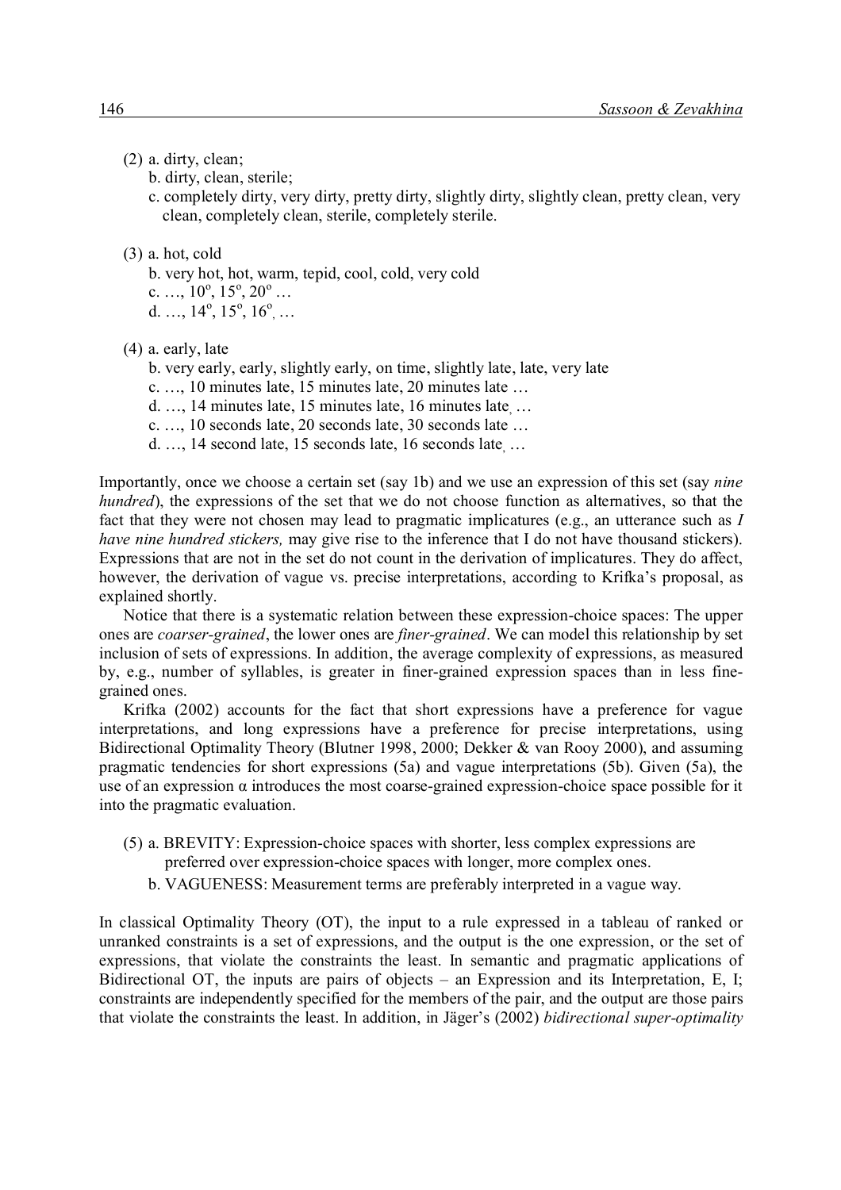(2) a. dirty, clean;
   b. dirty, clean, sterile;
   c. completely dirty, very dirty, pretty dirty, slightly dirty, slightly clean, pretty clean, very clean, completely clean, sterile, completely sterile.

(3) a. hot, cold
   b. very hot, hot, warm, tepid, cool, cold, very cold
   c. …, 10º, 15º, 20º …
   d. …, 14º, 15º, 16º, …

(4) a. early, late
   b. very early, early, slightly early, on time, slightly late, late, very late
   c. …, 10 minutes late, 15 minutes late, 20 minutes late …
   d. …, 14 minutes late, 15 minutes late, 16 minutes late, …
   c. …, 10 seconds late, 20 seconds late, 30 seconds late …
   d. …, 14 second late, 15 seconds late, 16 seconds late, …

Importantly, once we choose a certain set (say 1b) and we use an expression of this set (say *nine hundred*), the expressions of the set that we do not choose function as alternatives, so that the fact that they were not chosen may lead to pragmatic implicatures (e.g., an utterance such as *I have nine hundred stickers,* may give rise to the inference that I do not have thousand stickers). Expressions that are not in the set do not count in the derivation of implicatures. They do affect, however, the derivation of vague vs. precise interpretations, according to Krifka's proposal, as explained shortly.

Notice that there is a systematic relation between these expression-choice spaces: The upper ones are *coarser-grained*, the lower ones are *finer-grained*. We can model this relationship by set inclusion of sets of expressions. In addition, the average complexity of expressions, as measured by, e.g., number of syllables, is greater in finer-grained expression spaces than in less fine-grained ones.

Krifka (2002) accounts for the fact that short expressions have a preference for vague interpretations, and long expressions have a preference for precise interpretations, using Bidirectional Optimality Theory (Blutner 1998, 2000; Dekker & van Rooy 2000), and assuming pragmatic tendencies for short expressions (5a) and vague interpretations (5b). Given (5a), the use of an expression $\alpha$ introduces the most coarse-grained expression-choice space possible for it into the pragmatic evaluation.

(5) a. BREVITY: Expression-choice spaces with shorter, less complex expressions are preferred over expression-choice spaces with longer, more complex ones.
   b. VAGUENESS: Measurement terms are preferably interpreted in a vague way.

In classical Optimality Theory (OT), the input to a rule expressed in a tableau of ranked or unranked constraints is a set of expressions, and the output is the one expression, or the set of expressions, that violate the constraints the least. In semantic and pragmatic applications of Bidirectional OT, the inputs are pairs of objects – an Expression and its Interpretation, E, I; constraints are independently specified for the members of the pair, and the output are those pairs that violate the constraints the least. In addition, in Jäger's (2002) *bidirectional super-optimality*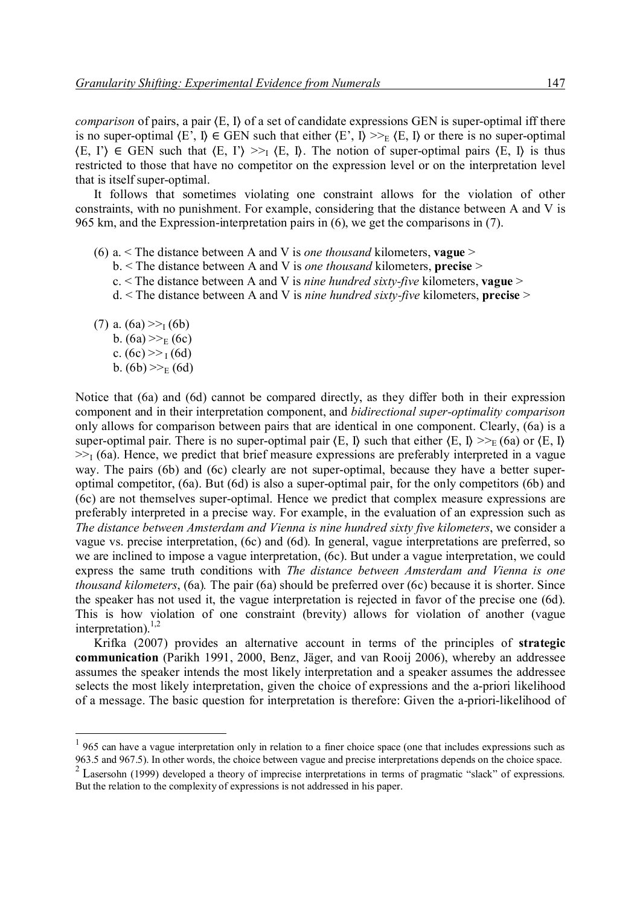*comparison* of pairs, a pair ⟨E, I⟩ of a set of candidate expressions GEN is super-optimal iff there is no super-optimal ⟨E', I⟩ ∈ GEN such that either ⟨E', I⟩ $>>_E$ ⟨E, I⟩ or there is no super-optimal ⟨E, I'⟩ ∈ GEN such that ⟨E, I'⟩ $>>_I$ ⟨E, I⟩. The notion of super-optimal pairs ⟨E, I⟩ is thus restricted to those that have no competitor on the expression level or on the interpretation level that is itself super-optimal.

It follows that sometimes violating one constraint allows for the violation of other constraints, with no punishment. For example, considering that the distance between A and V is 965 km, and the Expression-interpretation pairs in (6), we get the comparisons in (7).

(6) a. < The distance between A and V is *one thousand* kilometers, **vague** >
 b. < The distance between A and V is *one thousand* kilometers, **precise** >
 c. < The distance between A and V is *nine hundred sixty-five* kilometers, **vague** >
 d. < The distance between A and V is *nine hundred sixty-five* kilometers, **precise** >

(7) a. (6a) $>>_I$ (6b)
 b. (6a) $>>_E$ (6c)
 c. (6c) $>>_I$ (6d)
 b. (6b) $>>_E$ (6d)

Notice that (6a) and (6d) cannot be compared directly, as they differ both in their expression component and in their interpretation component, and *bidirectional super-optimality comparison* only allows for comparison between pairs that are identical in one component. Clearly, (6a) is a super-optimal pair. There is no super-optimal pair ⟨E, I⟩ such that either ⟨E, I⟩ $>>_E$ (6a) or ⟨E, I⟩ $>>_I$ (6a). Hence, we predict that brief measure expressions are preferably interpreted in a vague way. The pairs (6b) and (6c) clearly are not super-optimal, because they have a better super-optimal competitor, (6a). But (6d) is also a super-optimal pair, for the only competitors (6b) and (6c) are not themselves super-optimal. Hence we predict that complex measure expressions are preferably interpreted in a precise way. For example, in the evaluation of an expression such as *The distance between Amsterdam and Vienna is nine hundred sixty five kilometers*, we consider a vague vs. precise interpretation, (6c) and (6d). In general, vague interpretations are preferred, so we are inclined to impose a vague interpretation, (6c). But under a vague interpretation, we could express the same truth conditions with *The distance between Amsterdam and Vienna is one thousand kilometers*, (6a)*.* The pair (6a) should be preferred over (6c) because it is shorter. Since the speaker has not used it, the vague interpretation is rejected in favor of the precise one (6d). This is how violation of one constraint (brevity) allows for violation of another (vague interpretation).[1,2]

Krifka (2007) provides an alternative account in terms of the principles of **strategic communication** (Parikh 1991, 2000, Benz, Jäger, and van Rooij 2006), whereby an addressee assumes the speaker intends the most likely interpretation and a speaker assumes the addressee selects the most likely interpretation, given the choice of expressions and the a-priori likelihood of a message. The basic question for interpretation is therefore: Given the a-priori-likelihood of

---

[1] 965 can have a vague interpretation only in relation to a finer choice space (one that includes expressions such as 963.5 and 967.5). In other words, the choice between vague and precise interpretations depends on the choice space.

[2] Lasersohn (1999) developed a theory of imprecise interpretations in terms of pragmatic "slack" of expressions. But the relation to the complexity of expressions is not addressed in his paper.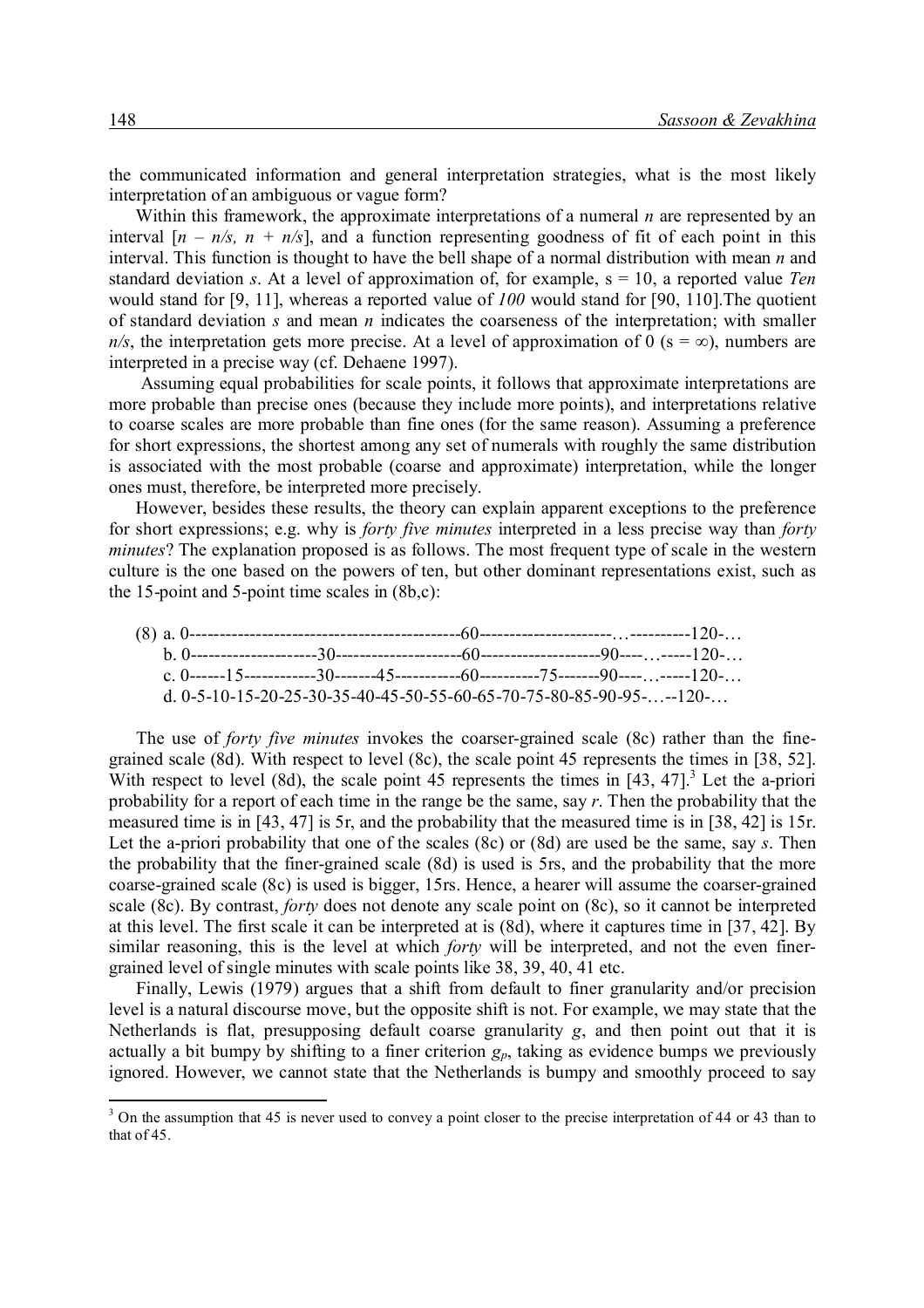the communicated information and general interpretation strategies, what is the most likely interpretation of an ambiguous or vague form?

Within this framework, the approximate interpretations of a numeral $n$ are represented by an interval $[n - n/s, n + n/s]$, and a function representing goodness of fit of each point in this interval. This function is thought to have the bell shape of a normal distribution with mean $n$ and standard deviation $s$. At a level of approximation of, for example, s = 10, a reported value *Ten* would stand for [9, 11], whereas a reported value of *100* would stand for [90, 110].The quotient of standard deviation $s$ and mean $n$ indicates the coarseness of the interpretation; with smaller $n/s$, the interpretation gets more precise. At a level of approximation of 0 ($s = \infty$), numbers are interpreted in a precise way (cf. Dehaene 1997).

Assuming equal probabilities for scale points, it follows that approximate interpretations are more probable than precise ones (because they include more points), and interpretations relative to coarse scales are more probable than fine ones (for the same reason). Assuming a preference for short expressions, the shortest among any set of numerals with roughly the same distribution is associated with the most probable (coarse and approximate) interpretation, while the longer ones must, therefore, be interpreted more precisely.

However, besides these results, the theory can explain apparent exceptions to the preference for short expressions; e.g. why is *forty five minutes* interpreted in a less precise way than *forty minutes*? The explanation proposed is as follows. The most frequent type of scale in the western culture is the one based on the powers of ten, but other dominant representations exist, such as the 15-point and 5-point time scales in (8b,c):

```
(8) a. 0---------------------------------------------60----------------------…----------120-…
    b. 0---------------------30---------------------60--------------------90----…-----120-…
    c. 0------15------------30-------45-----------60----------75-------90----…-----120-…
    d. 0-5-10-15-20-25-30-35-40-45-50-55-60-65-70-75-80-85-90-95-…--120-…
```

The use of *forty five minutes* invokes the coarser-grained scale (8c) rather than the fine-grained scale (8d). With respect to level (8c), the scale point 45 represents the times in [38, 52]. With respect to level (8d), the scale point 45 represents the times in [43, 47].[3] Let the a-priori probability for a report of each time in the range be the same, say $r$. Then the probability that the measured time is in [43, 47] is 5r, and the probability that the measured time is in [38, 42] is 15r. Let the a-priori probability that one of the scales (8c) or (8d) are used be the same, say $s$. Then the probability that the finer-grained scale (8d) is used is 5rs, and the probability that the more coarse-grained scale (8c) is used is bigger, 15rs. Hence, a hearer will assume the coarser-grained scale (8c). By contrast, *forty* does not denote any scale point on (8c), so it cannot be interpreted at this level. The first scale it can be interpreted at is (8d), where it captures time in [37, 42]. By similar reasoning, this is the level at which *forty* will be interpreted, and not the even finer-grained level of single minutes with scale points like 38, 39, 40, 41 etc.

Finally, Lewis (1979) argues that a shift from default to finer granularity and/or precision level is a natural discourse move, but the opposite shift is not. For example, we may state that the Netherlands is flat, presupposing default coarse granularity $g$, and then point out that it is actually a bit bumpy by shifting to a finer criterion $g_p$, taking as evidence bumps we previously ignored. However, we cannot state that the Netherlands is bumpy and smoothly proceed to say

[3] On the assumption that 45 is never used to convey a point closer to the precise interpretation of 44 or 43 than to that of 45.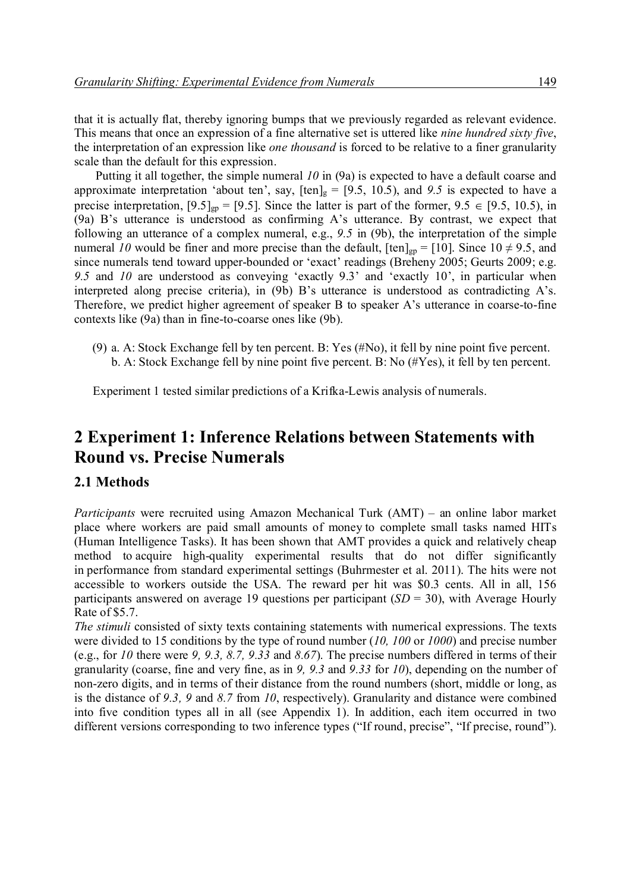that it is actually flat, thereby ignoring bumps that we previously regarded as relevant evidence. This means that once an expression of a fine alternative set is uttered like *nine hundred sixty five*, the interpretation of an expression like *one thousand* is forced to be relative to a finer granularity scale than the default for this expression.

Putting it all together, the simple numeral *10* in (9a) is expected to have a default coarse and approximate interpretation 'about ten', say, $[\text{ten}]_g = [9.5, 10.5)$, and *9.5* is expected to have a precise interpretation, $[9.5]_{gp} = [9.5]$. Since the latter is part of the former, $9.5 \in [9.5, 10.5)$, in (9a) B's utterance is understood as confirming A's utterance. By contrast, we expect that following an utterance of a complex numeral, e.g., *9.5* in (9b), the interpretation of the simple numeral *10* would be finer and more precise than the default, $[\text{ten}]_{gp} = [10]$. Since $10 \neq 9.5$, and since numerals tend toward upper-bounded or 'exact' readings (Breheny 2005; Geurts 2009; e.g. *9.5* and *10* are understood as conveying 'exactly 9.3' and 'exactly 10', in particular when interpreted along precise criteria), in (9b) B's utterance is understood as contradicting A's. Therefore, we predict higher agreement of speaker B to speaker A's utterance in coarse-to-fine contexts like (9a) than in fine-to-coarse ones like (9b).

(9) a. A: Stock Exchange fell by ten percent. B: Yes (#No), it fell by nine point five percent.
b. A: Stock Exchange fell by nine point five percent. B: No (#Yes), it fell by ten percent.

Experiment 1 tested similar predictions of a Krifka-Lewis analysis of numerals.

## 2 Experiment 1: Inference Relations between Statements with Round vs. Precise Numerals

### 2.1 Methods

*Participants* were recruited using Amazon Mechanical Turk (AMT) – an online labor market place where workers are paid small amounts of money to complete small tasks named HITs (Human Intelligence Tasks). It has been shown that AMT provides a quick and relatively cheap method to acquire high-quality experimental results that do not differ significantly in performance from standard experimental settings (Buhrmester et al. 2011). The hits were not accessible to workers outside the USA. The reward per hit was $0.3 cents. All in all, 156 participants answered on average 19 questions per participant ($SD = 30$), with Average Hourly Rate of $5.7.

*The stimuli* consisted of sixty texts containing statements with numerical expressions. The texts were divided to 15 conditions by the type of round number (*10, 100* or *1000*) and precise number (e.g., for *10* there were *9, 9.3, 8.7, 9.33* and *8.67*). The precise numbers differed in terms of their granularity (coarse, fine and very fine, as in *9, 9.3* and *9.33* for *10*), depending on the number of non-zero digits, and in terms of their distance from the round numbers (short, middle or long, as is the distance of *9.3, 9* and *8.7* from *10*, respectively). Granularity and distance were combined into five condition types all in all (see Appendix 1). In addition, each item occurred in two different versions corresponding to two inference types ("If round, precise", "If precise, round").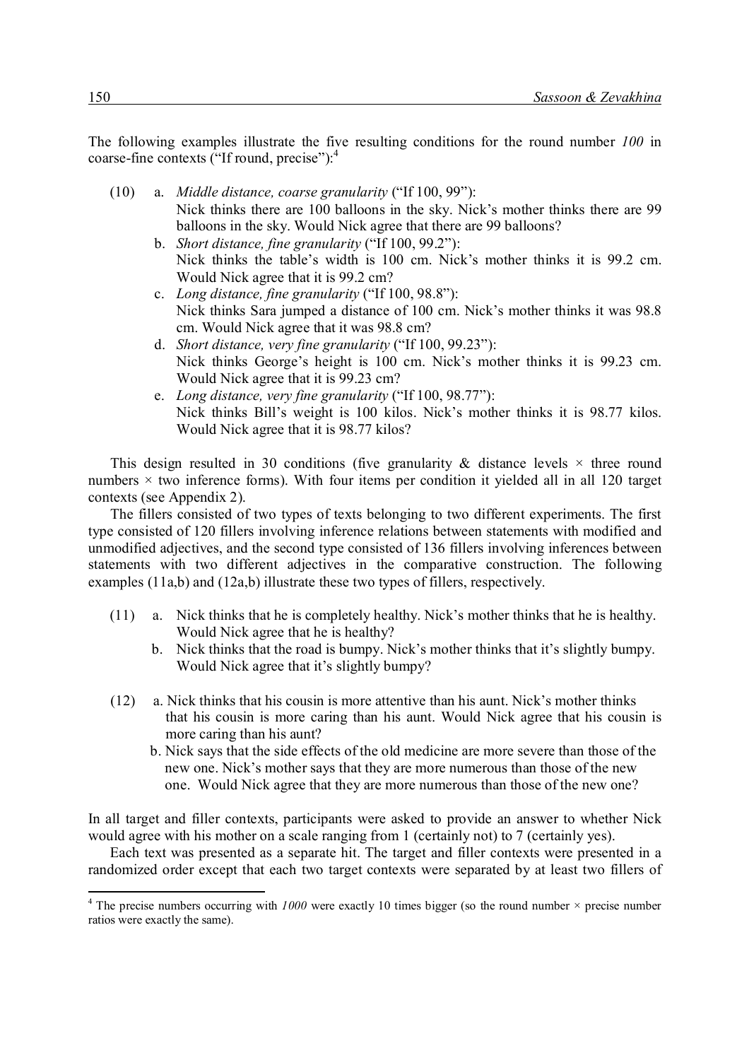The following examples illustrate the five resulting conditions for the round number *100* in coarse-fine contexts ("If round, precise"):[4]

(10) a. *Middle distance, coarse granularity* ("If 100, 99"):
Nick thinks there are 100 balloons in the sky. Nick's mother thinks there are 99 balloons in the sky. Would Nick agree that there are 99 balloons?

b. *Short distance, fine granularity* ("If 100, 99.2"):
Nick thinks the table's width is 100 cm. Nick's mother thinks it is 99.2 cm. Would Nick agree that it is 99.2 cm?

c. *Long distance, fine granularity* ("If 100, 98.8"):
Nick thinks Sara jumped a distance of 100 cm. Nick's mother thinks it was 98.8 cm. Would Nick agree that it was 98.8 cm?

d. *Short distance, very fine granularity* ("If 100, 99.23"):
Nick thinks George's height is 100 cm. Nick's mother thinks it is 99.23 cm. Would Nick agree that it is 99.23 cm?

e. *Long distance, very fine granularity* ("If 100, 98.77"):
Nick thinks Bill's weight is 100 kilos. Nick's mother thinks it is 98.77 kilos. Would Nick agree that it is 98.77 kilos?

This design resulted in 30 conditions (five granularity & distance levels × three round numbers × two inference forms). With four items per condition it yielded all in all 120 target contexts (see Appendix 2).

The fillers consisted of two types of texts belonging to two different experiments. The first type consisted of 120 fillers involving inference relations between statements with modified and unmodified adjectives, and the second type consisted of 136 fillers involving inferences between statements with two different adjectives in the comparative construction. The following examples (11a,b) and (12a,b) illustrate these two types of fillers, respectively.

(11) a. Nick thinks that he is completely healthy. Nick's mother thinks that he is healthy. Would Nick agree that he is healthy?

b. Nick thinks that the road is bumpy. Nick's mother thinks that it's slightly bumpy. Would Nick agree that it's slightly bumpy?

(12) a. Nick thinks that his cousin is more attentive than his aunt. Nick's mother thinks that his cousin is more caring than his aunt. Would Nick agree that his cousin is more caring than his aunt?

b. Nick says that the side effects of the old medicine are more severe than those of the new one. Nick's mother says that they are more numerous than those of the new one. Would Nick agree that they are more numerous than those of the new one?

In all target and filler contexts, participants were asked to provide an answer to whether Nick would agree with his mother on a scale ranging from 1 (certainly not) to 7 (certainly yes).

Each text was presented as a separate hit. The target and filler contexts were presented in a randomized order except that each two target contexts were separated by at least two fillers of

[4] The precise numbers occurring with *1000* were exactly 10 times bigger (so the round number × precise number ratios were exactly the same).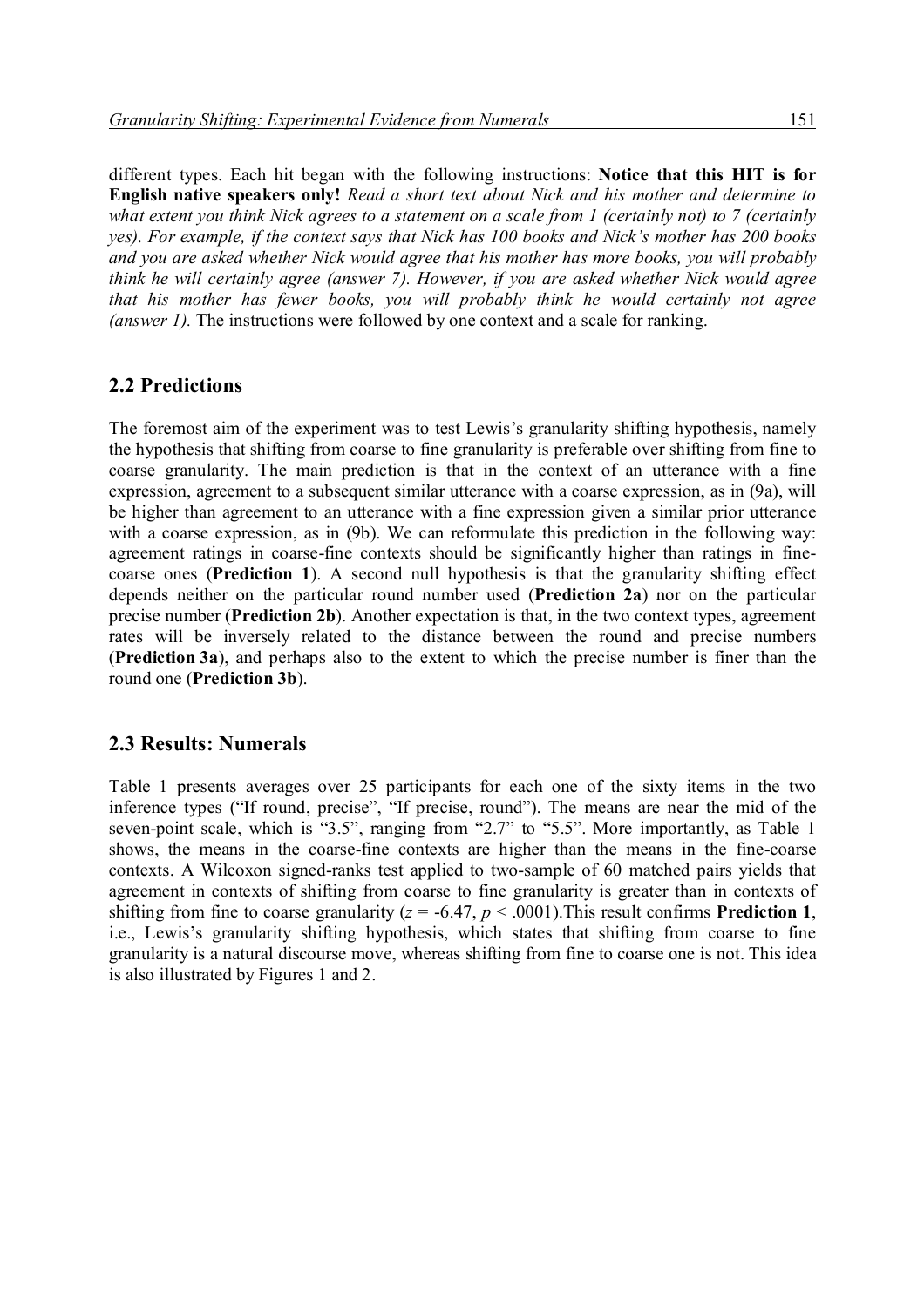different types. Each hit began with the following instructions: **Notice that this HIT is for English native speakers only!** *Read a short text about Nick and his mother and determine to what extent you think Nick agrees to a statement on a scale from 1 (certainly not) to 7 (certainly yes). For example, if the context says that Nick has 100 books and Nick's mother has 200 books and you are asked whether Nick would agree that his mother has more books, you will probably think he will certainly agree (answer 7). However, if you are asked whether Nick would agree that his mother has fewer books, you will probably think he would certainly not agree (answer 1).* The instructions were followed by one context and a scale for ranking.

## 2.2 Predictions

The foremost aim of the experiment was to test Lewis's granularity shifting hypothesis, namely the hypothesis that shifting from coarse to fine granularity is preferable over shifting from fine to coarse granularity. The main prediction is that in the context of an utterance with a fine expression, agreement to a subsequent similar utterance with a coarse expression, as in (9a), will be higher than agreement to an utterance with a fine expression given a similar prior utterance with a coarse expression, as in (9b). We can reformulate this prediction in the following way: agreement ratings in coarse-fine contexts should be significantly higher than ratings in fine-coarse ones (**Prediction 1**). A second null hypothesis is that the granularity shifting effect depends neither on the particular round number used (**Prediction 2a**) nor on the particular precise number (**Prediction 2b**). Another expectation is that, in the two context types, agreement rates will be inversely related to the distance between the round and precise numbers (**Prediction 3a**), and perhaps also to the extent to which the precise number is finer than the round one (**Prediction 3b**).

## 2.3 Results: Numerals

Table 1 presents averages over 25 participants for each one of the sixty items in the two inference types ("If round, precise", "If precise, round"). The means are near the mid of the seven-point scale, which is "3.5", ranging from "2.7" to "5.5". More importantly, as Table 1 shows, the means in the coarse-fine contexts are higher than the means in the fine-coarse contexts. A Wilcoxon signed-ranks test applied to two-sample of 60 matched pairs yields that agreement in contexts of shifting from coarse to fine granularity is greater than in contexts of shifting from fine to coarse granularity ($z = -6.47$, $p < .0001$).This result confirms **Prediction 1**, i.e., Lewis's granularity shifting hypothesis, which states that shifting from coarse to fine granularity is a natural discourse move, whereas shifting from fine to coarse one is not. This idea is also illustrated by Figures 1 and 2.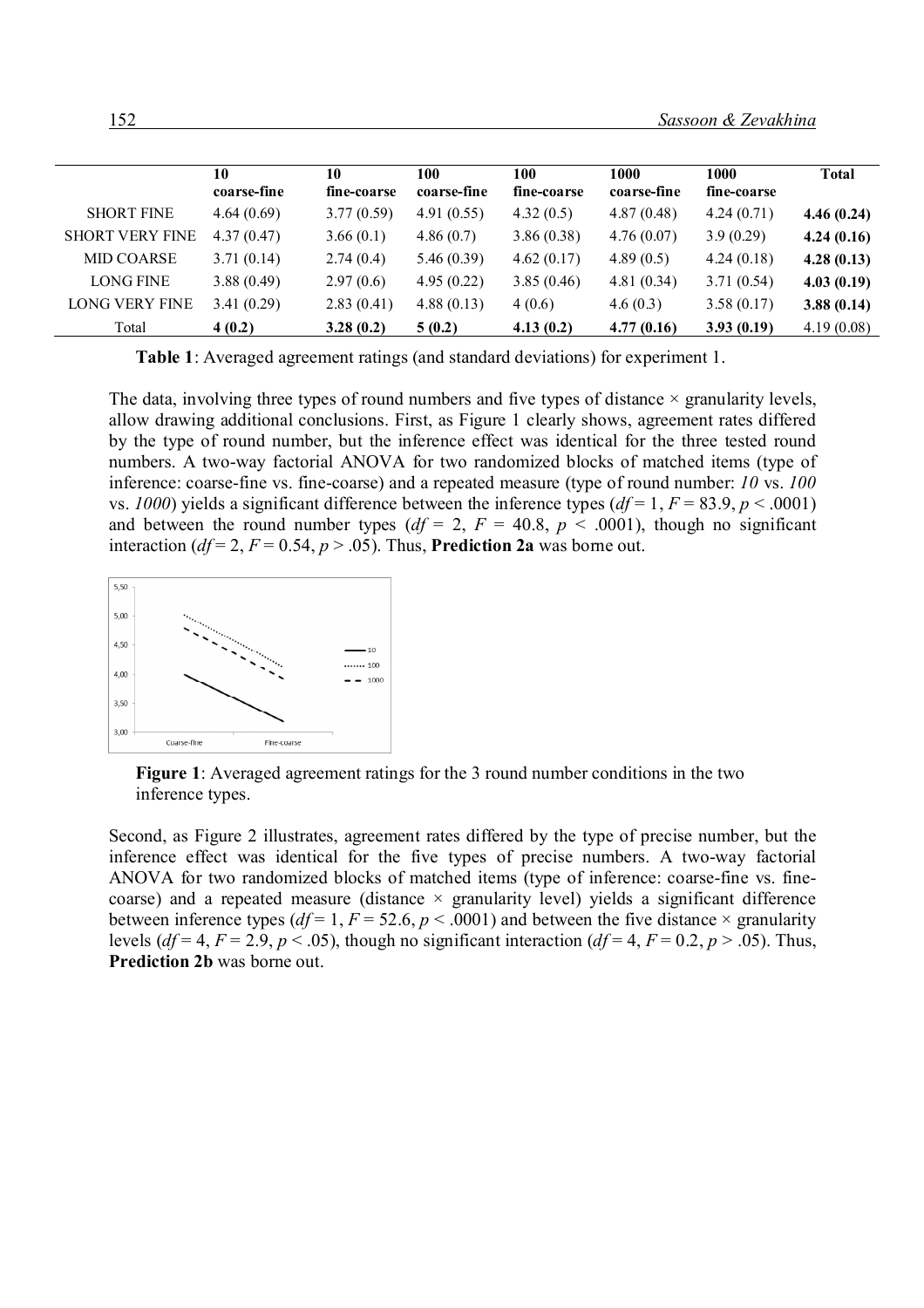|  | 10 coarse-fine | 10 fine-coarse | 100 coarse-fine | 100 fine-coarse | 1000 coarse-fine | 1000 fine-coarse | Total |
|---|---|---|---|---|---|---|---|
| SHORT FINE | 4.64 (0.69) | 3.77 (0.59) | 4.91 (0.55) | 4.32 (0.5) | 4.87 (0.48) | 4.24 (0.71) | **4.46 (0.24)** |
| SHORT VERY FINE | 4.37 (0.47) | 3.66 (0.1) | 4.86 (0.7) | 3.86 (0.38) | 4.76 (0.07) | 3.9 (0.29) | **4.24 (0.16)** |
| MID COARSE | 3.71 (0.14) | 2.74 (0.4) | 5.46 (0.39) | 4.62 (0.17) | 4.89 (0.5) | 4.24 (0.18) | **4.28 (0.13)** |
| LONG FINE | 3.88 (0.49) | 2.97 (0.6) | 4.95 (0.22) | 3.85 (0.46) | 4.81 (0.34) | 3.71 (0.54) | **4.03 (0.19)** |
| LONG VERY FINE | 3.41 (0.29) | 2.83 (0.41) | 4.88 (0.13) | 4 (0.6) | 4.6 (0.3) | 3.58 (0.17) | **3.88 (0.14)** |
| Total | **4 (0.2)** | **3.28 (0.2)** | **5 (0.2)** | **4.13 (0.2)** | **4.77 (0.16)** | **3.93 (0.19)** | 4.19 (0.08) |

**Table 1**: Averaged agreement ratings (and standard deviations) for experiment 1.

The data, involving three types of round numbers and five types of distance × granularity levels, allow drawing additional conclusions. First, as Figure 1 clearly shows, agreement rates differed by the type of round number, but the inference effect was identical for the three tested round numbers. A two-way factorial ANOVA for two randomized blocks of matched items (type of inference: coarse-fine vs. fine-coarse) and a repeated measure (type of round number: *10* vs. *100* vs. *1000*) yields a significant difference between the inference types ($df = 1$, $F = 83.9$, $p < .0001$) and between the round number types ($df = 2$, $F = 40.8$, $p < .0001$), though no significant interaction ($df = 2$, $F = 0.54$, $p > .05$). Thus, **Prediction 2a** was borne out.

**Figure 1**: Averaged agreement ratings for the 3 round number conditions in the two inference types.

Second, as Figure 2 illustrates, agreement rates differed by the type of precise number, but the inference effect was identical for the five types of precise numbers. A two-way factorial ANOVA for two randomized blocks of matched items (type of inference: coarse-fine vs. fine-coarse) and a repeated measure (distance × granularity level) yields a significant difference between inference types ($df = 1$, $F = 52.6$, $p < .0001$) and between the five distance × granularity levels ($df = 4$, $F = 2.9$, $p < .05$), though no significant interaction ($df = 4$, $F = 0.2$, $p > .05$). Thus, **Prediction 2b** was borne out.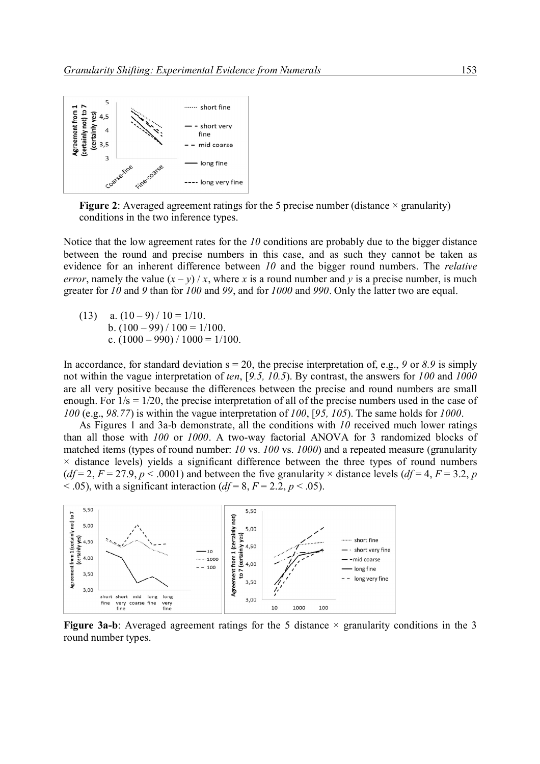**Figure 2**: Averaged agreement ratings for the 5 precise number (distance × granularity) conditions in the two inference types.

Notice that the low agreement rates for the *10* conditions are probably due to the bigger distance between the round and precise numbers in this case, and as such they cannot be taken as evidence for an inherent difference between *10* and the bigger round numbers. The *relative error*, namely the value $(x – y) / x$, where $x$ is a round number and $y$ is a precise number, is much greater for *10* and *9* than for *100* and *99*, and for *1000* and *990*. Only the latter two are equal.

(13) a. $(10 – 9) / 10 = 1/10$.
b. $(100 – 99) / 100 = 1/100$.
c. $(1000 – 990) / 1000 = 1/100$.

In accordance, for standard deviation s = 20, the precise interpretation of, e.g., *9* or *8.9* is simply not within the vague interpretation of *ten*, [*9.5, 10.5*). By contrast, the answers for *100* and *1000* are all very positive because the differences between the precise and round numbers are small enough. For $1/s = 1/20$, the precise interpretation of all of the precise numbers used in the case of *100* (e.g., *98.77*) is within the vague interpretation of *100*, [*95, 105*). The same holds for *1000*.

As Figures 1 and 3a-b demonstrate, all the conditions with *10* received much lower ratings than all those with *100* or *1000*. A two-way factorial ANOVA for 3 randomized blocks of matched items (types of round number: *10* vs. *100* vs. *1000*) and a repeated measure (granularity × distance levels) yields a significant difference between the three types of round numbers ($df = 2$, $F = 27.9$, $p < .0001$) and between the five granularity × distance levels ($df = 4$, $F = 3.2$, $p < .05$), with a significant interaction ($df = 8$, $F = 2.2$, $p < .05$).

**Figure 3a-b**: Averaged agreement ratings for the 5 distance × granularity conditions in the 3 round number types.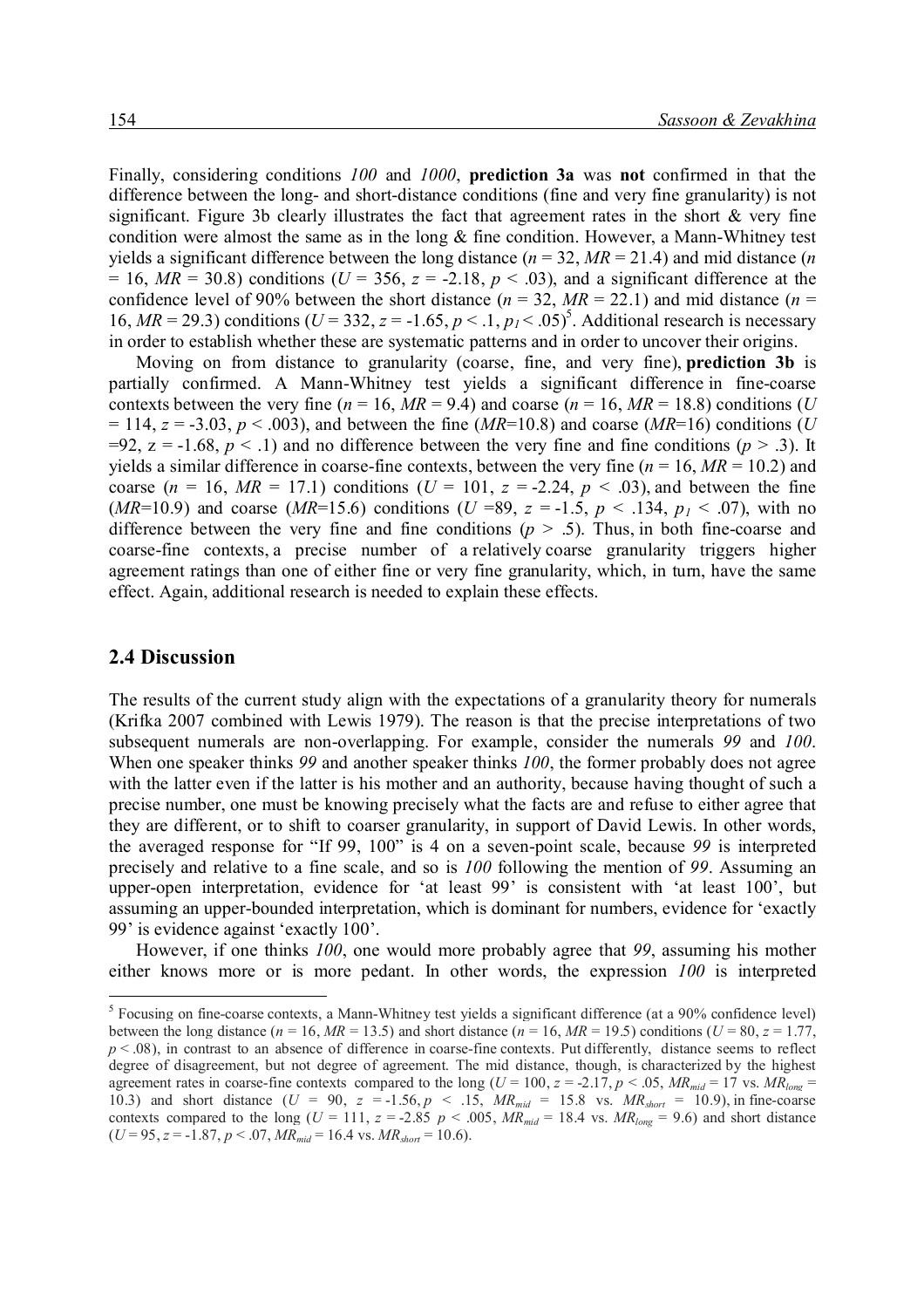Finally, considering conditions *100* and *1000*, **prediction 3a** was **not** confirmed in that the difference between the long- and short-distance conditions (fine and very fine granularity) is not significant. Figure 3b clearly illustrates the fact that agreement rates in the short & very fine condition were almost the same as in the long & fine condition. However, a Mann-Whitney test yields a significant difference between the long distance ($n = 32$, $MR = 21.4$) and mid distance ($n = 16$, $MR = 30.8$) conditions ($U = 356$, $z = -2.18$, $p < .03$), and a significant difference at the confidence level of 90% between the short distance ($n = 32$, $MR = 22.1$) and mid distance ($n = 16$, $MR = 29.3$) conditions ($U = 332$, $z = -1.65$, $p < .1$, $p_1 < .05$)[5]. Additional research is necessary in order to establish whether these are systematic patterns and in order to uncover their origins.

Moving on from distance to granularity (coarse, fine, and very fine), **prediction 3b** is partially confirmed. A Mann-Whitney test yields a significant difference in fine-coarse contexts between the very fine ($n = 16$, $MR = 9.4$) and coarse ($n = 16$, $MR = 18.8$) conditions ($U = 114$, $z = -3.03$, $p < .003$), and between the fine ($MR$=10.8) and coarse ($MR$=16) conditions ($U$ =92, $z = -1.68$, $p < .1$) and no difference between the very fine and fine conditions ($p > .3$). It yields a similar difference in coarse-fine contexts, between the very fine ($n = 16$, $MR = 10.2$) and coarse ($n = 16$, $MR = 17.1$) conditions ($U = 101$, $z = -2.24$, $p < .03$), and between the fine ($MR$=10.9) and coarse ($MR$=15.6) conditions ($U$ =89, $z = -1.5$, $p < .134$, $p_1 < .07$), with no difference between the very fine and fine conditions ($p > .5$). Thus, in both fine-coarse and coarse-fine contexts, a precise number of a relatively coarse granularity triggers higher agreement ratings than one of either fine or very fine granularity, which, in turn, have the same effect. Again, additional research is needed to explain these effects.

## 2.4 Discussion

The results of the current study align with the expectations of a granularity theory for numerals (Krifka 2007 combined with Lewis 1979). The reason is that the precise interpretations of two subsequent numerals are non-overlapping. For example, consider the numerals *99* and *100*. When one speaker thinks *99* and another speaker thinks *100*, the former probably does not agree with the latter even if the latter is his mother and an authority, because having thought of such a precise number, one must be knowing precisely what the facts are and refuse to either agree that they are different, or to shift to coarser granularity, in support of David Lewis. In other words, the averaged response for "If 99, 100" is 4 on a seven-point scale, because *99* is interpreted precisely and relative to a fine scale, and so is *100* following the mention of *99*. Assuming an upper-open interpretation, evidence for 'at least 99' is consistent with 'at least 100', but assuming an upper-bounded interpretation, which is dominant for numbers, evidence for 'exactly 99' is evidence against 'exactly 100'.

However, if one thinks *100*, one would more probably agree that *99*, assuming his mother either knows more or is more pedant. In other words, the expression *100* is interpreted

[5] Focusing on fine-coarse contexts, a Mann-Whitney test yields a significant difference (at a 90% confidence level) between the long distance ($n = 16$, $MR = 13.5$) and short distance ($n = 16$, $MR = 19.5$) conditions ($U = 80$, $z = 1.77$, $p < .08$), in contrast to an absence of difference in coarse-fine contexts. Put differently, distance seems to reflect degree of disagreement, but not degree of agreement. The mid distance, though, is characterized by the highest agreement rates in coarse-fine contexts compared to the long ($U = 100$, $z = -2.17$, $p < .05$, $MR_{mid} = 17$ vs. $MR_{long} = 10.3$) and short distance ($U = 90$, $z = -1.56$, $p < .15$, $MR_{mid} = 15.8$ vs. $MR_{short} = 10.9$), in fine-coarse contexts compared to the long ($U = 111$, $z = -2.85$ $p < .005$, $MR_{mid} = 18.4$ vs. $MR_{long} = 9.6$) and short distance ($U = 95$, $z = -1.87$, $p < .07$, $MR_{mid} = 16.4$ vs. $MR_{short} = 10.6$).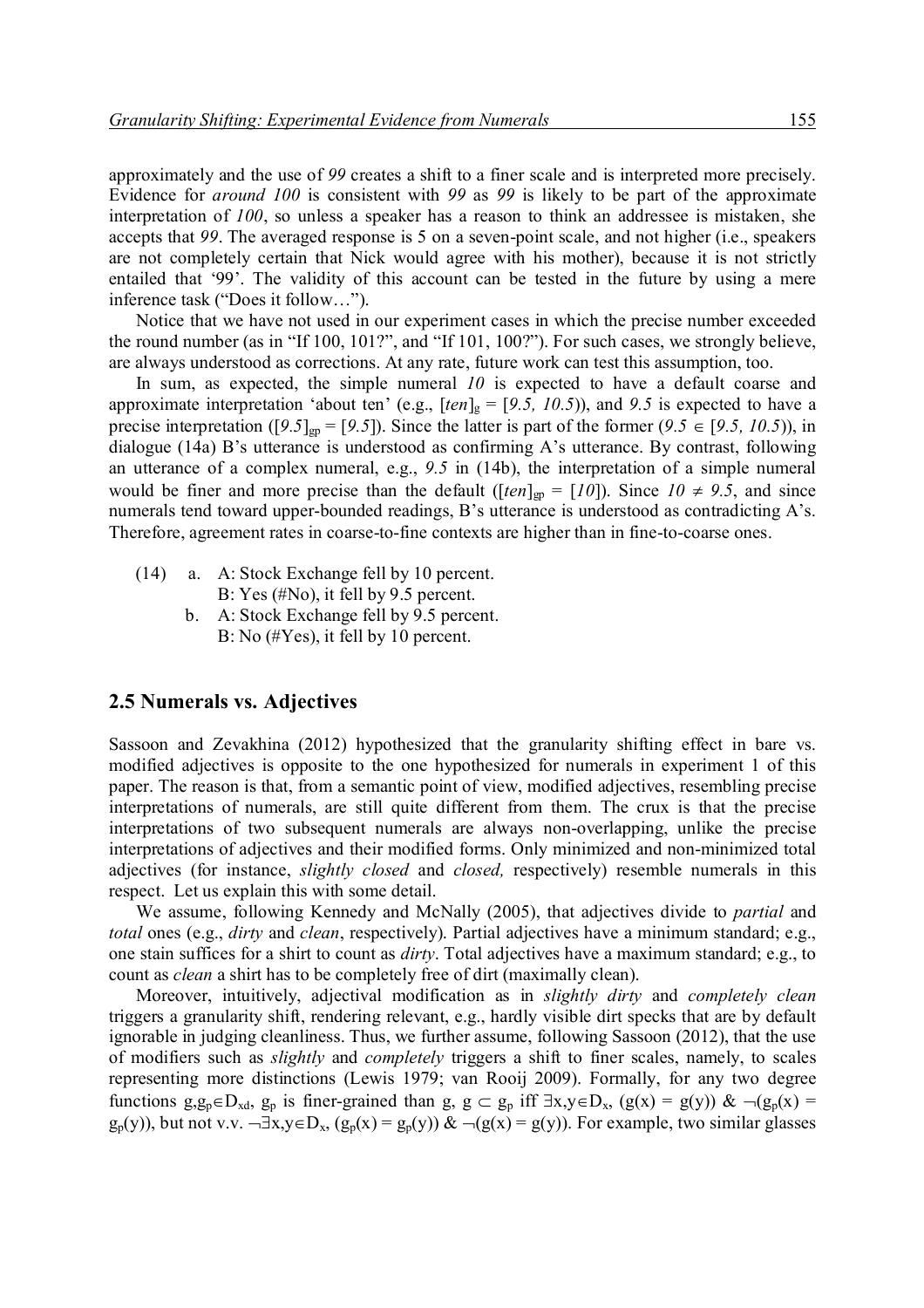approximately and the use of *99* creates a shift to a finer scale and is interpreted more precisely. Evidence for *around 100* is consistent with *99* as *99* is likely to be part of the approximate interpretation of *100*, so unless a speaker has a reason to think an addressee is mistaken, she accepts that *99*. The averaged response is 5 on a seven-point scale, and not higher (i.e., speakers are not completely certain that Nick would agree with his mother), because it is not strictly entailed that '99'. The validity of this account can be tested in the future by using a mere inference task ("Does it follow…").

Notice that we have not used in our experiment cases in which the precise number exceeded the round number (as in "If 100, 101?", and "If 101, 100?"). For such cases, we strongly believe, are always understood as corrections. At any rate, future work can test this assumption, too.

In sum, as expected, the simple numeral *10* is expected to have a default coarse and approximate interpretation 'about ten' (e.g., $[ten]_g = [9.5, 10.5)$), and *9.5* is expected to have a precise interpretation ($[9.5]_{gp} = [9.5]$). Since the latter is part of the former ($9.5 \in [9.5, 10.5)$), in dialogue (14a) B's utterance is understood as confirming A's utterance. By contrast, following an utterance of a complex numeral, e.g., *9.5* in (14b), the interpretation of a simple numeral would be finer and more precise than the default ($[ten]_{gp} = [10]$). Since $10 \neq 9.5$, and since numerals tend toward upper-bounded readings, B's utterance is understood as contradicting A's. Therefore, agreement rates in coarse-to-fine contexts are higher than in fine-to-coarse ones.

(14) a. A: Stock Exchange fell by 10 percent.
B: Yes (#No), it fell by 9.5 percent.
b. A: Stock Exchange fell by 9.5 percent.
B: No (#Yes), it fell by 10 percent.

## 2.5 Numerals vs. Adjectives

Sassoon and Zevakhina (2012) hypothesized that the granularity shifting effect in bare vs. modified adjectives is opposite to the one hypothesized for numerals in experiment 1 of this paper. The reason is that, from a semantic point of view, modified adjectives, resembling precise interpretations of numerals, are still quite different from them. The crux is that the precise interpretations of two subsequent numerals are always non-overlapping, unlike the precise interpretations of adjectives and their modified forms. Only minimized and non-minimized total adjectives (for instance, *slightly closed* and *closed,* respectively) resemble numerals in this respect. Let us explain this with some detail.

We assume, following Kennedy and McNally (2005), that adjectives divide to *partial* and *total* ones (e.g., *dirty* and *clean*, respectively). Partial adjectives have a minimum standard; e.g., one stain suffices for a shirt to count as *dirty*. Total adjectives have a maximum standard; e.g., to count as *clean* a shirt has to be completely free of dirt (maximally clean).

Moreover, intuitively, adjectival modification as in *slightly dirty* and *completely clean* triggers a granularity shift, rendering relevant, e.g., hardly visible dirt specks that are by default ignorable in judging cleanliness. Thus, we further assume, following Sassoon (2012), that the use of modifiers such as *slightly* and *completely* triggers a shift to finer scales, namely, to scales representing more distinctions (Lewis 1979; van Rooij 2009). Formally, for any two degree functions $g, g_p \in D_{xd}$, $g_p$ is finer-grained than g, $g \subset g_p$ iff $\exists x,y \in D_x$, $(g(x) = g(y))$ & $\neg(g_p(x) = g_p(y))$, but not v.v. $\neg\exists x,y \in D_x$, $(g_p(x) = g_p(y))$ & $\neg(g(x) = g(y))$. For example, two similar glasses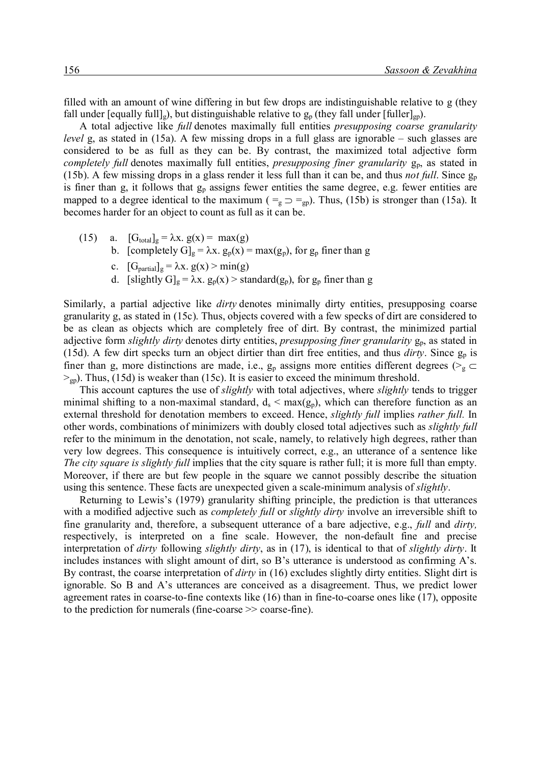filled with an amount of wine differing in but few drops are indistinguishable relative to g (they fall under $[\text{equally full}]_g$), but distinguishable relative to $g_p$ (they fall under $[\text{fuller}]_{gp}$).

A total adjective like *full* denotes maximally full entities *presupposing coarse granularity level* g, as stated in (15a). A few missing drops in a full glass are ignorable – such glasses are considered to be as full as they can be. By contrast, the maximized total adjective form *completely full* denotes maximally full entities, *presupposing finer granularity* $g_p$, as stated in (15b). A few missing drops in a glass render it less full than it can be, and thus *not full*. Since $g_p$ is finer than g, it follows that $g_p$ assigns fewer entities the same degree, e.g. fewer entities are mapped to a degree identical to the maximum ($=_g \supset =_{gp}$). Thus, (15b) is stronger than (15a). It becomes harder for an object to count as full as it can be.

(15) a. $[G_{total}]_g = \lambda x.\ g(x) = \max(g)$

b. $[\text{completely } G]_g = \lambda x.\ g_p(x) = \max(g_p)$, for $g_p$ finer than g

c. $[G_{partial}]_g = \lambda x.\ g(x) > \min(g)$

d. $[\text{slightly } G]_g = \lambda x.\ g_p(x) > \text{standard}(g_p)$, for $g_p$ finer than g

Similarly, a partial adjective like *dirty* denotes minimally dirty entities, presupposing coarse granularity g, as stated in (15c). Thus, objects covered with a few specks of dirt are considered to be as clean as objects which are completely free of dirt. By contrast, the minimized partial adjective form *slightly dirty* denotes dirty entities, *presupposing finer granularity* $g_p$, as stated in (15d). A few dirt specks turn an object dirtier than dirt free entities, and thus *dirty*. Since $g_p$ is finer than g, more distinctions are made, i.e., $g_p$ assigns more entities different degrees ($>_g \subset >_{gp}$). Thus, (15d) is weaker than (15c). It is easier to exceed the minimum threshold.

This account captures the use of *slightly* with total adjectives, where *slightly* tends to trigger minimal shifting to a non-maximal standard, $d_s < \max(g_p)$, which can therefore function as an external threshold for denotation members to exceed. Hence, *slightly full* implies *rather full.* In other words, combinations of minimizers with doubly closed total adjectives such as *slightly full* refer to the minimum in the denotation, not scale, namely, to relatively high degrees, rather than very low degrees. This consequence is intuitively correct, e.g., an utterance of a sentence like *The city square is slightly full* implies that the city square is rather full; it is more full than empty. Moreover, if there are but few people in the square we cannot possibly describe the situation using this sentence. These facts are unexpected given a scale-minimum analysis of *slightly*.

Returning to Lewis's (1979) granularity shifting principle, the prediction is that utterances with a modified adjective such as *completely full* or *slightly dirty* involve an irreversible shift to fine granularity and, therefore, a subsequent utterance of a bare adjective, e.g., *full* and *dirty,* respectively, is interpreted on a fine scale. However, the non-default fine and precise interpretation of *dirty* following *slightly dirty*, as in (17), is identical to that of *slightly dirty*. It includes instances with slight amount of dirt, so B's utterance is understood as confirming A's. By contrast, the coarse interpretation of *dirty* in (16) excludes slightly dirty entities. Slight dirt is ignorable. So B and A's utterances are conceived as a disagreement. Thus, we predict lower agreement rates in coarse-to-fine contexts like (16) than in fine-to-coarse ones like (17), opposite to the prediction for numerals (fine-coarse >> coarse-fine).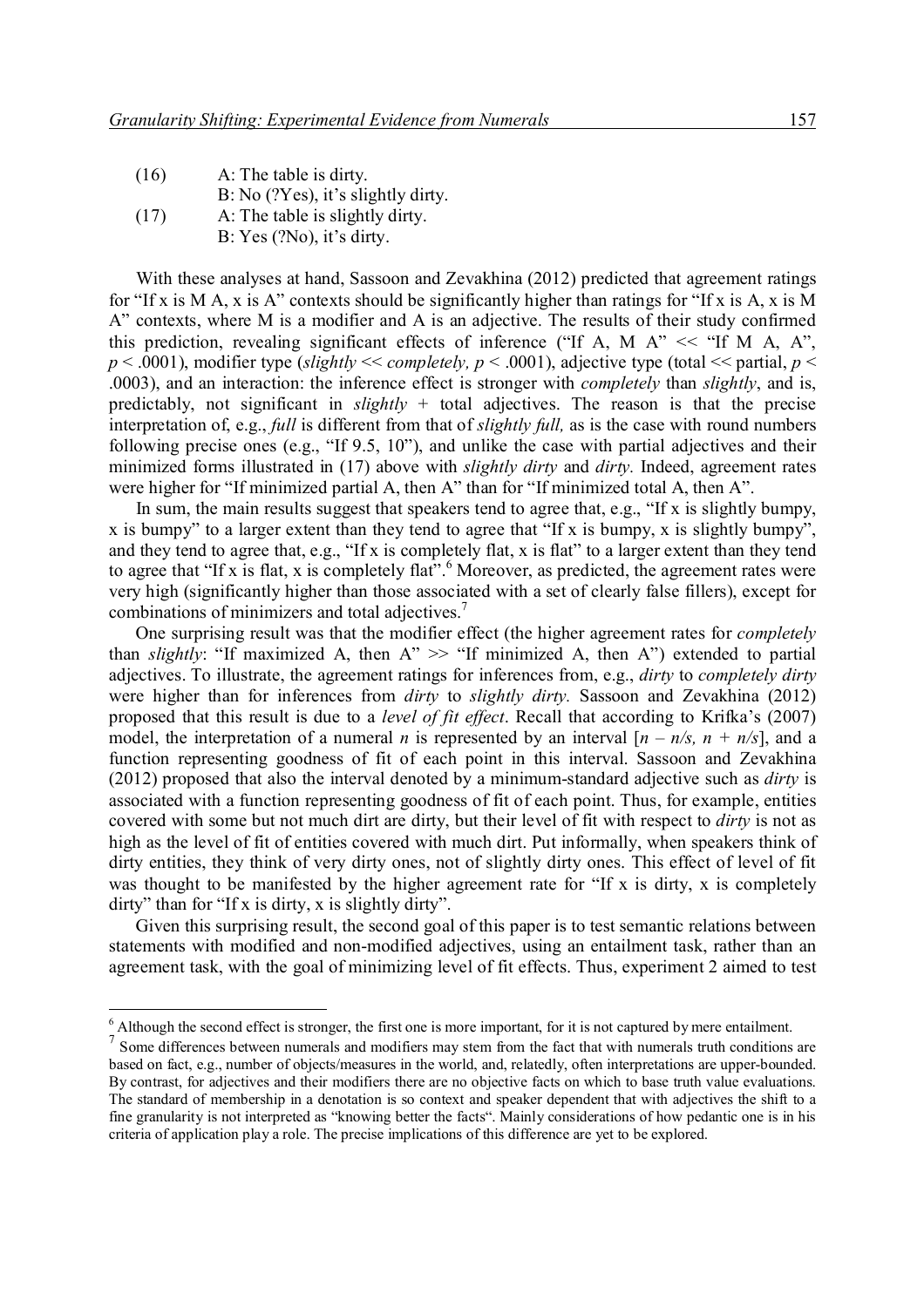(16) A: The table is dirty.
 B: No (?Yes), it's slightly dirty.

(17) A: The table is slightly dirty.
 B: Yes (?No), it's dirty.

With these analyses at hand, Sassoon and Zevakhina (2012) predicted that agreement ratings for "If x is M A, x is A" contexts should be significantly higher than ratings for "If x is A, x is M A" contexts, where M is a modifier and A is an adjective. The results of their study confirmed this prediction, revealing significant effects of inference ("If A, M A" << "If M A, A", $p < .0001$), modifier type (*slightly* << *completely*, $p < .0001$), adjective type (total << partial, $p < .0003$), and an interaction: the inference effect is stronger with *completely* than *slightly*, and is, predictably, not significant in *slightly* + total adjectives. The reason is that the precise interpretation of, e.g., *full* is different from that of *slightly full,* as is the case with round numbers following precise ones (e.g., "If 9.5, 10"), and unlike the case with partial adjectives and their minimized forms illustrated in (17) above with *slightly dirty* and *dirty.* Indeed, agreement rates were higher for "If minimized partial A, then A" than for "If minimized total A, then A".

In sum, the main results suggest that speakers tend to agree that, e.g., "If x is slightly bumpy, x is bumpy" to a larger extent than they tend to agree that "If x is bumpy, x is slightly bumpy", and they tend to agree that, e.g., "If x is completely flat, x is flat" to a larger extent than they tend to agree that "If x is flat, x is completely flat".[6] Moreover, as predicted, the agreement rates were very high (significantly higher than those associated with a set of clearly false fillers), except for combinations of minimizers and total adjectives.[7]

One surprising result was that the modifier effect (the higher agreement rates for *completely* than *slightly*: "If maximized A, then A" >> "If minimized A, then A") extended to partial adjectives. To illustrate, the agreement ratings for inferences from, e.g., *dirty* to *completely dirty* were higher than for inferences from *dirty* to *slightly dirty.* Sassoon and Zevakhina (2012) proposed that this result is due to a *level of fit effect*. Recall that according to Krifka's (2007) model, the interpretation of a numeral $n$ is represented by an interval $[n - n/s, n + n/s]$, and a function representing goodness of fit of each point in this interval. Sassoon and Zevakhina (2012) proposed that also the interval denoted by a minimum-standard adjective such as *dirty* is associated with a function representing goodness of fit of each point. Thus, for example, entities covered with some but not much dirt are dirty, but their level of fit with respect to *dirty* is not as high as the level of fit of entities covered with much dirt. Put informally, when speakers think of dirty entities, they think of very dirty ones, not of slightly dirty ones. This effect of level of fit was thought to be manifested by the higher agreement rate for "If x is dirty, x is completely dirty" than for "If x is dirty, x is slightly dirty".

Given this surprising result, the second goal of this paper is to test semantic relations between statements with modified and non-modified adjectives, using an entailment task, rather than an agreement task, with the goal of minimizing level of fit effects. Thus, experiment 2 aimed to test

---

[6] Although the second effect is stronger, the first one is more important, for it is not captured by mere entailment.

[7] Some differences between numerals and modifiers may stem from the fact that with numerals truth conditions are based on fact, e.g., number of objects/measures in the world, and, relatedly, often interpretations are upper-bounded. By contrast, for adjectives and their modifiers there are no objective facts on which to base truth value evaluations. The standard of membership in a denotation is so context and speaker dependent that with adjectives the shift to a fine granularity is not interpreted as "knowing better the facts". Mainly considerations of how pedantic one is in his criteria of application play a role. The precise implications of this difference are yet to be explored.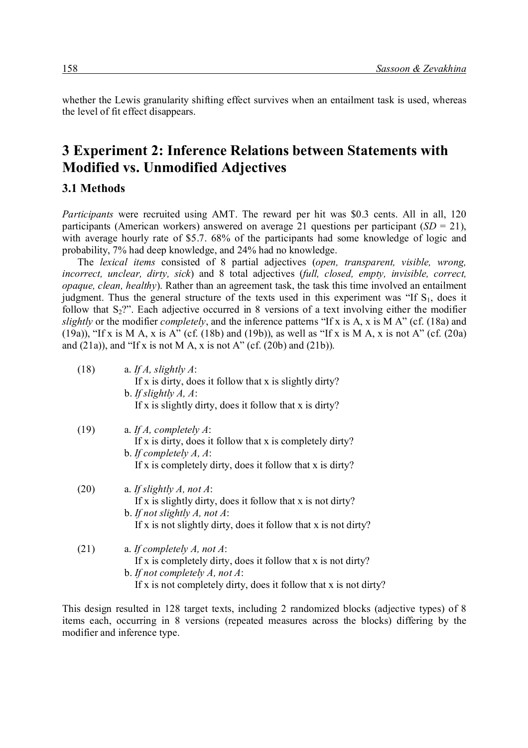whether the Lewis granularity shifting effect survives when an entailment task is used, whereas the level of fit effect disappears.

# 3 Experiment 2: Inference Relations between Statements with Modified vs. Unmodified Adjectives

## 3.1 Methods

*Participants* were recruited using AMT. The reward per hit was $0.3 cents. All in all, 120 participants (American workers) answered on average 21 questions per participant (*SD* = 21), with average hourly rate of $5.7. 68% of the participants had some knowledge of logic and probability, 7% had deep knowledge, and 24% had no knowledge.

The *lexical items* consisted of 8 partial adjectives (*open, transparent, visible, wrong, incorrect, unclear, dirty, sick*) and 8 total adjectives (*full, closed, empty, invisible, correct, opaque, clean, healthy*). Rather than an agreement task, the task this time involved an entailment judgment. Thus the general structure of the texts used in this experiment was "If $S_1$, does it follow that $S_2$?". Each adjective occurred in 8 versions of a text involving either the modifier *slightly* or the modifier *completely*, and the inference patterns "If x is A, x is M A" (cf. (18a) and (19a)), "If x is M A, x is A" (cf. (18b) and (19b)), as well as "If x is M A, x is not A" (cf. (20a) and (21a)), and "If x is not M A, x is not A" (cf. (20b) and (21b)).

(18) a. *If A, slightly A*:
If x is dirty, does it follow that x is slightly dirty?
b. *If slightly A, A*:
If x is slightly dirty, does it follow that x is dirty?

(19) a. *If A, completely A*:
If x is dirty, does it follow that x is completely dirty?
b. *If completely A, A*:
If x is completely dirty, does it follow that x is dirty?

(20) a. *If slightly A, not A*:
If x is slightly dirty, does it follow that x is not dirty?
b. *If not slightly A, not A*:
If x is not slightly dirty, does it follow that x is not dirty?

(21) a. *If completely A, not A*:
If x is completely dirty, does it follow that x is not dirty?
b. *If not completely A, not A*:
If x is not completely dirty, does it follow that x is not dirty?

This design resulted in 128 target texts, including 2 randomized blocks (adjective types) of 8 items each, occurring in 8 versions (repeated measures across the blocks) differing by the modifier and inference type.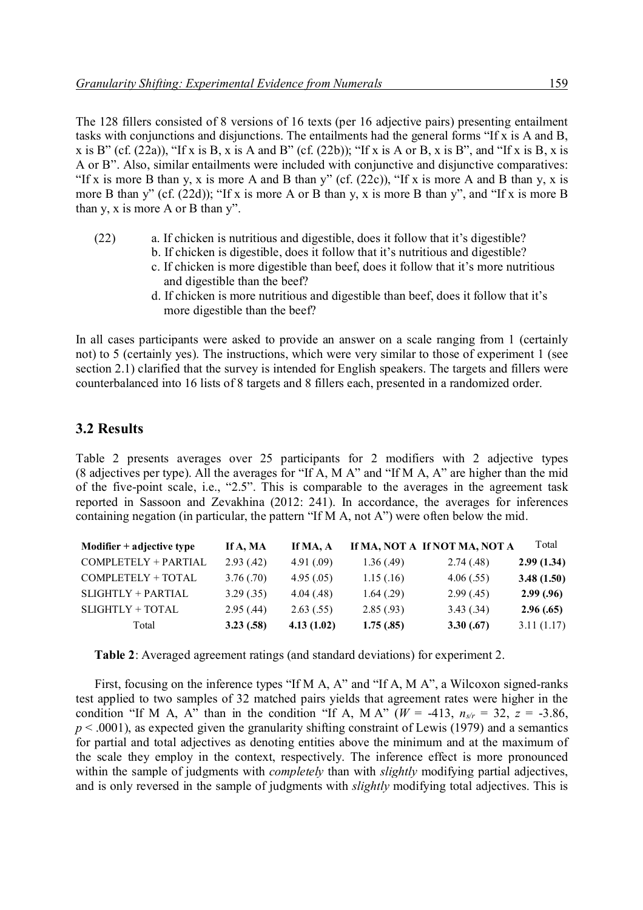The 128 fillers consisted of 8 versions of 16 texts (per 16 adjective pairs) presenting entailment tasks with conjunctions and disjunctions. The entailments had the general forms "If x is A and B, x is B" (cf. (22a)), "If x is B, x is A and B" (cf. (22b)); "If x is A or B, x is B", and "If x is B, x is A or B". Also, similar entailments were included with conjunctive and disjunctive comparatives: "If x is more B than y, x is more A and B than y" (cf. (22c)), "If x is more A and B than y, x is more B than y" (cf. (22d)); "If x is more A or B than y, x is more B than y", and "If x is more B than y, x is more A or B than y".

(22) a. If chicken is nutritious and digestible, does it follow that it's digestible?
b. If chicken is digestible, does it follow that it's nutritious and digestible?
c. If chicken is more digestible than beef, does it follow that it's more nutritious and digestible than the beef?
d. If chicken is more nutritious and digestible than beef, does it follow that it's more digestible than the beef?

In all cases participants were asked to provide an answer on a scale ranging from 1 (certainly not) to 5 (certainly yes). The instructions, which were very similar to those of experiment 1 (see section 2.1) clarified that the survey is intended for English speakers. The targets and fillers were counterbalanced into 16 lists of 8 targets and 8 fillers each, presented in a randomized order.

## 3.2 Results

Table 2 presents averages over 25 participants for 2 modifiers with 2 adjective types (8 adjectives per type). All the averages for "If A, M A" and "If M A, A" are higher than the mid of the five-point scale, i.e., "2.5". This is comparable to the averages in the agreement task reported in Sassoon and Zevakhina (2012: 241). In accordance, the averages for inferences containing negation (in particular, the pattern "If M A, not A") were often below the mid.

| **Modifier + adjective type** | **If A, MA** | **If MA, A** | **If MA, NOT A** | **If NOT MA, NOT A** | Total |
|---|---|---|---|---|---|
| COMPLETELY + PARTIAL | 2.93 (.42) | 4.91 (.09) | 1.36 (.49) | 2.74 (.48) | **2.99 (1.34)** |
| COMPLETELY + TOTAL | 3.76 (.70) | 4.95 (.05) | 1.15 (.16) | 4.06 (.55) | **3.48 (1.50)** |
| SLIGHTLY + PARTIAL | 3.29 (.35) | 4.04 (.48) | 1.64 (.29) | 2.99 (.45) | **2.99 (.96)** |
| SLIGHTLY + TOTAL | 2.95 (.44) | 2.63 (.55) | 2.85 (.93) | 3.43 (.34) | **2.96 (.65)** |
| Total | **3.23 (.58)** | **4.13 (1.02)** | **1.75 (.85)** | **3.30 (.67)** | 3.11 (1.17) |

**Table 2**: Averaged agreement ratings (and standard deviations) for experiment 2.

First, focusing on the inference types "If M A, A" and "If A, M A", a Wilcoxon signed-ranks test applied to two samples of 32 matched pairs yields that agreement rates were higher in the condition "If M A, A" than in the condition "If A, M A" ($W$ = -413, $n_{s/r}$ = 32, $z$ = -3.86, $p < .0001$), as expected given the granularity shifting constraint of Lewis (1979) and a semantics for partial and total adjectives as denoting entities above the minimum and at the maximum of the scale they employ in the context, respectively. The inference effect is more pronounced within the sample of judgments with *completely* than with *slightly* modifying partial adjectives, and is only reversed in the sample of judgments with *slightly* modifying total adjectives. This is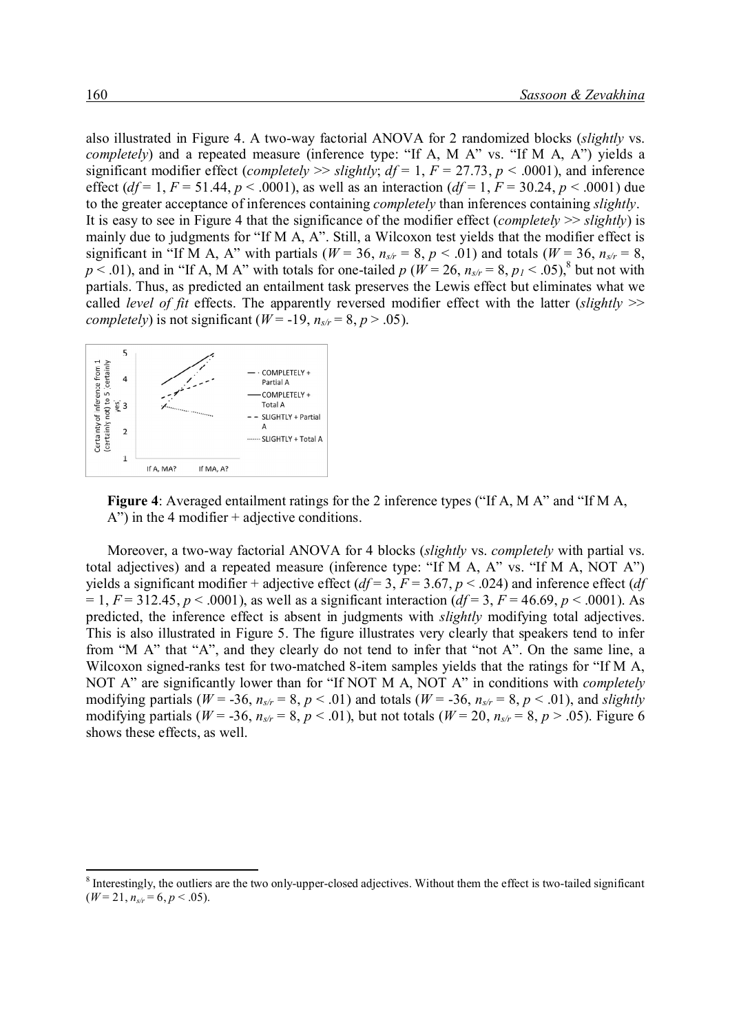also illustrated in Figure 4. A two-way factorial ANOVA for 2 randomized blocks (*slightly* vs. *completely*) and a repeated measure (inference type: "If A, M A" vs. "If M A, A") yields a significant modifier effect (*completely* >> *slightly*; $df = 1$, $F = 27.73$, $p < .0001$), and inference effect ($df = 1$, $F = 51.44$, $p < .0001$), as well as an interaction ($df = 1$, $F = 30.24$, $p < .0001$) due to the greater acceptance of inferences containing *completely* than inferences containing *slightly*. It is easy to see in Figure 4 that the significance of the modifier effect (*completely* >> *slightly*) is mainly due to judgments for "If M A, A". Still, a Wilcoxon test yields that the modifier effect is significant in "If M A, A" with partials ($W = 36$, $n_{s/r} = 8$, $p < .01$) and totals ($W = 36$, $n_{s/r} = 8$, $p < .01$), and in "If A, M A" with totals for one-tailed $p$ ($W = 26$, $n_{s/r} = 8$, $p_1 < .05$),[8] but not with partials. Thus, as predicted an entailment task preserves the Lewis effect but eliminates what we called *level of fit* effects. The apparently reversed modifier effect with the latter (*slightly* >> *completely*) is not significant ($W = -19$, $n_{s/r} = 8$, $p > .05$).

**Figure 4**: Averaged entailment ratings for the 2 inference types ("If A, M A" and "If M A, A") in the 4 modifier + adjective conditions.

Moreover, a two-way factorial ANOVA for 4 blocks (*slightly* vs. *completely* with partial vs. total adjectives) and a repeated measure (inference type: "If M A, A" vs. "If M A, NOT A") yields a significant modifier + adjective effect ($df = 3$, $F = 3.67$, $p < .024$) and inference effect ($df = 1$, $F = 312.45$, $p < .0001$), as well as a significant interaction ($df = 3$, $F = 46.69$, $p < .0001$). As predicted, the inference effect is absent in judgments with *slightly* modifying total adjectives. This is also illustrated in Figure 5. The figure illustrates very clearly that speakers tend to infer from "M A" that "A", and they clearly do not tend to infer that "not A". On the same line, a Wilcoxon signed-ranks test for two-matched 8-item samples yields that the ratings for "If M A, NOT A" are significantly lower than for "If NOT M A, NOT A" in conditions with *completely* modifying partials ($W = -36$, $n_{s/r} = 8$, $p < .01$) and totals ($W = -36$, $n_{s/r} = 8$, $p < .01$), and *slightly* modifying partials ($W = -36$, $n_{s/r} = 8$, $p < .01$), but not totals ($W = 20$, $n_{s/r} = 8$, $p > .05$). Figure 6 shows these effects, as well.

[8] Interestingly, the outliers are the two only-upper-closed adjectives. Without them the effect is two-tailed significant ($W = 21$, $n_{s/r} = 6$, $p < .05$).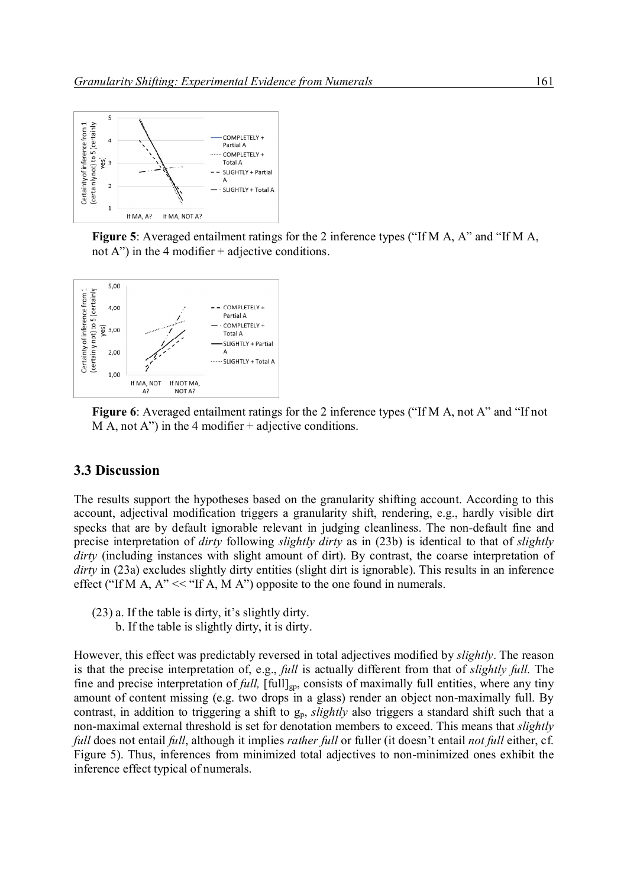**Figure 5**: Averaged entailment ratings for the 2 inference types ("If M A, A" and "If M A, not A") in the 4 modifier + adjective conditions.

**Figure 6**: Averaged entailment ratings for the 2 inference types ("If M A, not A" and "If not M A, not A") in the 4 modifier + adjective conditions.

## 3.3 Discussion

The results support the hypotheses based on the granularity shifting account. According to this account, adjectival modification triggers a granularity shift, rendering, e.g., hardly visible dirt specks that are by default ignorable relevant in judging cleanliness. The non-default fine and precise interpretation of *dirty* following *slightly dirty* as in (23b) is identical to that of *slightly dirty* (including instances with slight amount of dirt). By contrast, the coarse interpretation of *dirty* in (23a) excludes slightly dirty entities (slight dirt is ignorable). This results in an inference effect ("If M A, A" << "If A, M A") opposite to the one found in numerals.

(23) a. If the table is dirty, it's slightly dirty.
b. If the table is slightly dirty, it is dirty.

However, this effect was predictably reversed in total adjectives modified by *slightly*. The reason is that the precise interpretation of, e.g., *full* is actually different from that of *slightly full.* The fine and precise interpretation of *full,* $[\text{full}]_{\text{gp}}$, consists of maximally full entities, where any tiny amount of content missing (e.g. two drops in a glass) render an object non-maximally full. By contrast, in addition to triggering a shift to $g_p$, *slightly* also triggers a standard shift such that a non-maximal external threshold is set for denotation members to exceed. This means that *slightly full* does not entail *full*, although it implies *rather full* or fuller (it doesn't entail *not full* either, cf. Figure 5). Thus, inferences from minimized total adjectives to non-minimized ones exhibit the inference effect typical of numerals.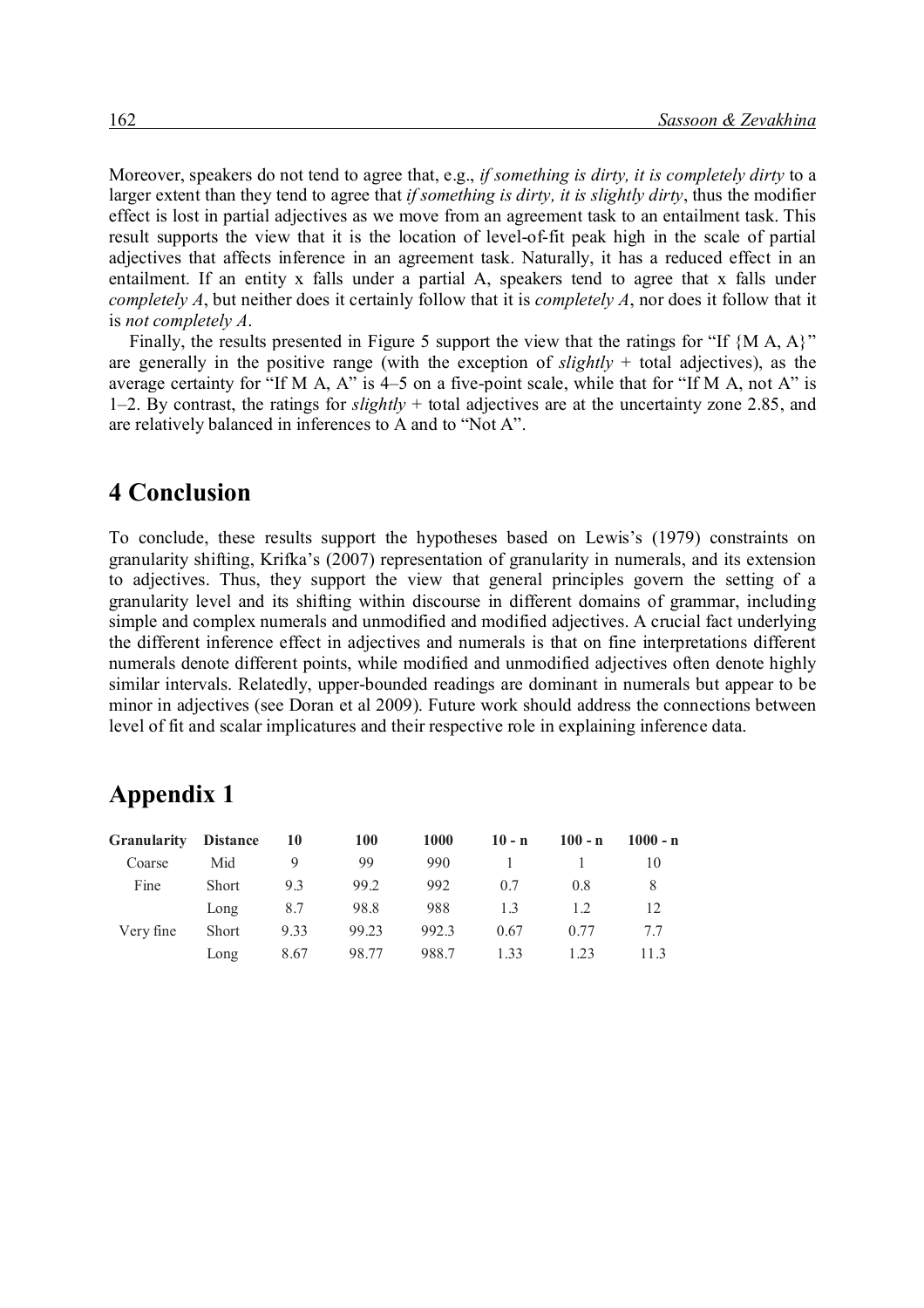Moreover, speakers do not tend to agree that, e.g., *if something is dirty, it is completely dirty* to a larger extent than they tend to agree that *if something is dirty, it is slightly dirty*, thus the modifier effect is lost in partial adjectives as we move from an agreement task to an entailment task. This result supports the view that it is the location of level-of-fit peak high in the scale of partial adjectives that affects inference in an agreement task. Naturally, it has a reduced effect in an entailment. If an entity x falls under a partial A, speakers tend to agree that x falls under *completely A*, but neither does it certainly follow that it is *completely A*, nor does it follow that it is *not completely A*.

Finally, the results presented in Figure 5 support the view that the ratings for "If {M A, A}" are generally in the positive range (with the exception of *slightly* + total adjectives), as the average certainty for "If M A, A" is 4–5 on a five-point scale, while that for "If M A, not A" is 1–2. By contrast, the ratings for *slightly* + total adjectives are at the uncertainty zone 2.85, and are relatively balanced in inferences to A and to "Not A".

# 4 Conclusion

To conclude, these results support the hypotheses based on Lewis's (1979) constraints on granularity shifting, Krifka's (2007) representation of granularity in numerals, and its extension to adjectives. Thus, they support the view that general principles govern the setting of a granularity level and its shifting within discourse in different domains of grammar, including simple and complex numerals and unmodified and modified adjectives. A crucial fact underlying the different inference effect in adjectives and numerals is that on fine interpretations different numerals denote different points, while modified and unmodified adjectives often denote highly similar intervals. Relatedly, upper-bounded readings are dominant in numerals but appear to be minor in adjectives (see Doran et al 2009). Future work should address the connections between level of fit and scalar implicatures and their respective role in explaining inference data.

# Appendix 1

| Granularity | Distance | 10 | 100 | 1000 | 10 - n | 100 - n | 1000 - n |
|---|---|---|---|---|---|---|---|
| Coarse | Mid | 9 | 99 | 990 | 1 | 1 | 10 |
| Fine | Short | 9.3 | 99.2 | 992 | 0.7 | 0.8 | 8 |
| | Long | 8.7 | 98.8 | 988 | 1.3 | 1.2 | 12 |
| Very fine | Short | 9.33 | 99.23 | 992.3 | 0.67 | 0.77 | 7.7 |
| | Long | 8.67 | 98.77 | 988.7 | 1.33 | 1.23 | 11.3 |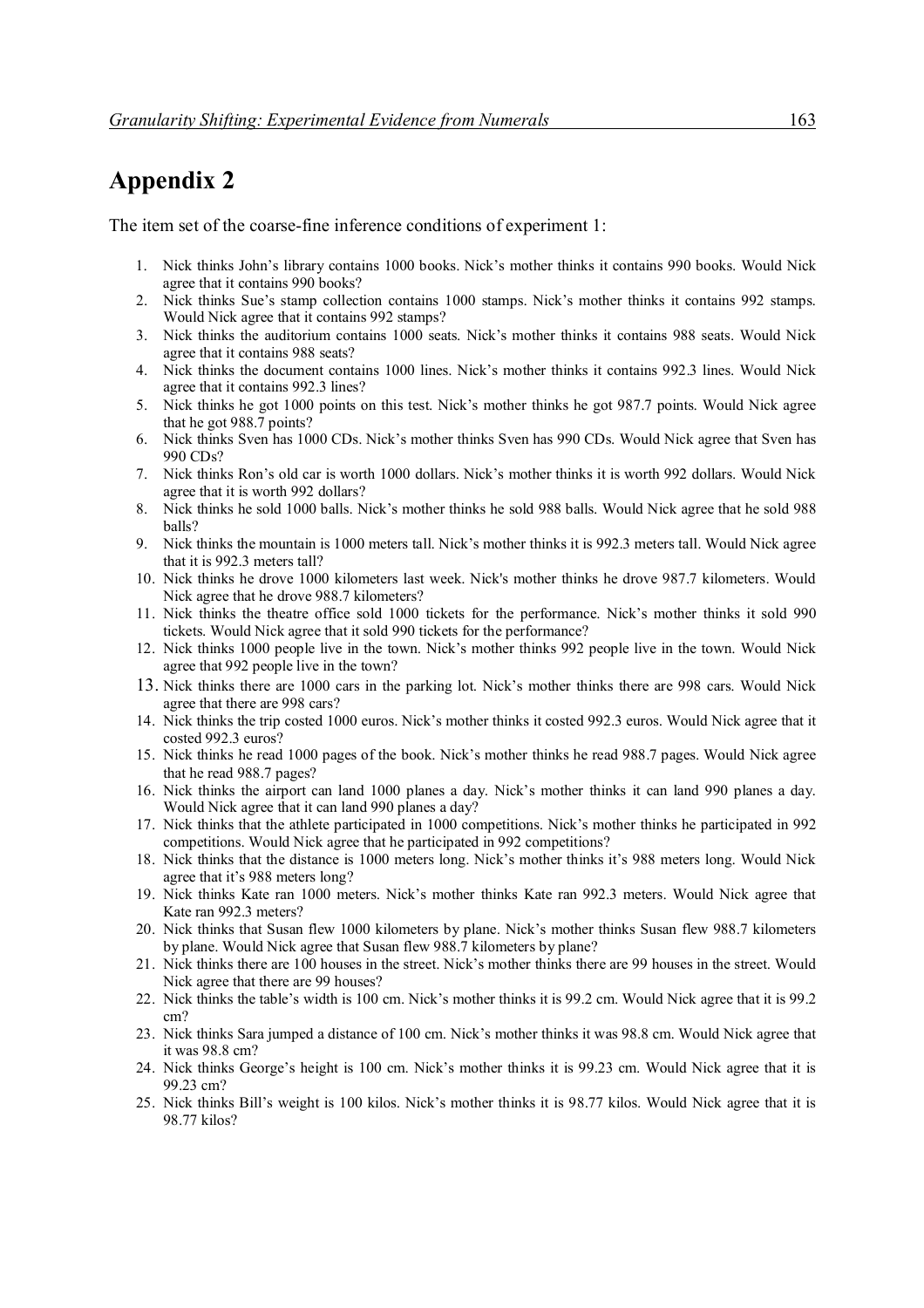# Appendix 2

The item set of the coarse-fine inference conditions of experiment 1:

1. Nick thinks John's library contains 1000 books. Nick's mother thinks it contains 990 books. Would Nick agree that it contains 990 books?
2. Nick thinks Sue's stamp collection contains 1000 stamps. Nick's mother thinks it contains 992 stamps. Would Nick agree that it contains 992 stamps?
3. Nick thinks the auditorium contains 1000 seats. Nick's mother thinks it contains 988 seats. Would Nick agree that it contains 988 seats?
4. Nick thinks the document contains 1000 lines. Nick's mother thinks it contains 992.3 lines. Would Nick agree that it contains 992.3 lines?
5. Nick thinks he got 1000 points on this test. Nick's mother thinks he got 987.7 points. Would Nick agree that he got 988.7 points?
6. Nick thinks Sven has 1000 CDs. Nick's mother thinks Sven has 990 CDs. Would Nick agree that Sven has 990 CDs?
7. Nick thinks Ron's old car is worth 1000 dollars. Nick's mother thinks it is worth 992 dollars. Would Nick agree that it is worth 992 dollars?
8. Nick thinks he sold 1000 balls. Nick's mother thinks he sold 988 balls. Would Nick agree that he sold 988 balls?
9. Nick thinks the mountain is 1000 meters tall. Nick's mother thinks it is 992.3 meters tall. Would Nick agree that it is 992.3 meters tall?
10. Nick thinks he drove 1000 kilometers last week. Nick's mother thinks he drove 987.7 kilometers. Would Nick agree that he drove 988.7 kilometers?
11. Nick thinks the theatre office sold 1000 tickets for the performance. Nick's mother thinks it sold 990 tickets. Would Nick agree that it sold 990 tickets for the performance?
12. Nick thinks 1000 people live in the town. Nick's mother thinks 992 people live in the town. Would Nick agree that 992 people live in the town?
13. Nick thinks there are 1000 cars in the parking lot. Nick's mother thinks there are 998 cars. Would Nick agree that there are 998 cars?
14. Nick thinks the trip costed 1000 euros. Nick's mother thinks it costed 992.3 euros. Would Nick agree that it costed 992.3 euros?
15. Nick thinks he read 1000 pages of the book. Nick's mother thinks he read 988.7 pages. Would Nick agree that he read 988.7 pages?
16. Nick thinks the airport can land 1000 planes a day. Nick's mother thinks it can land 990 planes a day. Would Nick agree that it can land 990 planes a day?
17. Nick thinks that the athlete participated in 1000 competitions. Nick's mother thinks he participated in 992 competitions. Would Nick agree that he participated in 992 competitions?
18. Nick thinks that the distance is 1000 meters long. Nick's mother thinks it's 988 meters long. Would Nick agree that it's 988 meters long?
19. Nick thinks Kate ran 1000 meters. Nick's mother thinks Kate ran 992.3 meters. Would Nick agree that Kate ran 992.3 meters?
20. Nick thinks that Susan flew 1000 kilometers by plane. Nick's mother thinks Susan flew 988.7 kilometers by plane. Would Nick agree that Susan flew 988.7 kilometers by plane?
21. Nick thinks there are 100 houses in the street. Nick's mother thinks there are 99 houses in the street. Would Nick agree that there are 99 houses?
22. Nick thinks the table's width is 100 cm. Nick's mother thinks it is 99.2 cm. Would Nick agree that it is 99.2 cm?
23. Nick thinks Sara jumped a distance of 100 cm. Nick's mother thinks it was 98.8 cm. Would Nick agree that it was 98.8 cm?
24. Nick thinks George's height is 100 cm. Nick's mother thinks it is 99.23 cm. Would Nick agree that it is 99.23 cm?
25. Nick thinks Bill's weight is 100 kilos. Nick's mother thinks it is 98.77 kilos. Would Nick agree that it is 98.77 kilos?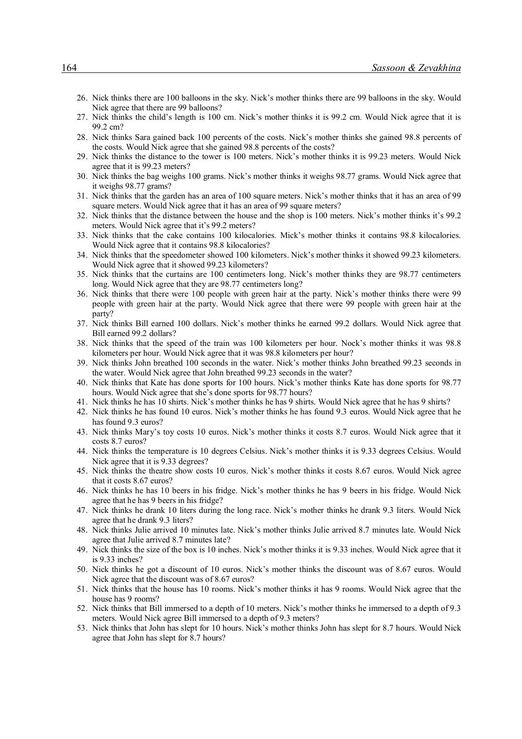26. Nick thinks there are 100 balloons in the sky. Nick's mother thinks there are 99 balloons in the sky. Would Nick agree that there are 99 balloons?
27. Nick thinks the child's length is 100 cm. Nick's mother thinks it is 99.2 cm. Would Nick agree that it is 99.2 cm?
28. Nick thinks Sara gained back 100 percents of the costs. Nick's mother thinks she gained 98.8 percents of the costs. Would Nick agree that she gained 98.8 percents of the costs?
29. Nick thinks the distance to the tower is 100 meters. Nick's mother thinks it is 99.23 meters. Would Nick agree that it is 99.23 meters?
30. Nick thinks the bag weighs 100 grams. Nick's mother thinks it weighs 98.77 grams. Would Nick agree that it weighs 98.77 grams?
31. Nick thinks that the garden has an area of 100 square meters. Nick's mother thinks that it has an area of 99 square meters. Would Nick agree that it has an area of 99 square meters?
32. Nick thinks that the distance between the house and the shop is 100 meters. Nick's mother thinks it's 99.2 meters. Would Nick agree that it's 99.2 meters?
33. Nick thinks that the cake contains 100 kilocalories. Mick's mother thinks it contains 98.8 kilocalories. Would Nick agree that it contains 98.8 kilocalories?
34. Nick thinks that the speedometer showed 100 kilometers. Nick's mother thinks it showed 99.23 kilometers. Would Nick agree that it showed 99.23 kilometers?
35. Nick thinks that the curtains are 100 centimeters long. Nick's mother thinks they are 98.77 centimeters long. Would Nick agree that they are 98.77 centimeters long?
36. Nick thinks that there were 100 people with green hair at the party. Nick's mother thinks there were 99 people with green hair at the party. Would Nick agree that there were 99 people with green hair at the party?
37. Nick thinks Bill earned 100 dollars. Nick's mother thinks he earned 99.2 dollars. Would Nick agree that Bill earned 99.2 dollars?
38. Nick thinks that the speed of the train was 100 kilometers per hour. Nock's mother thinks it was 98.8 kilometers per hour. Would Nick agree that it was 98.8 kilometers per hour?
39. Nick thinks John breathed 100 seconds in the water. Nick's mother thinks John breathed 99.23 seconds in the water. Would Nick agree that John breathed 99.23 seconds in the water?
40. Nick thinks that Kate has done sports for 100 hours. Nick's mother thinks Kate has done sports for 98.77 hours. Would Nick agree that she's done sports for 98.77 hours?
41. Nick thinks he has 10 shirts. Nick's mother thinks he has 9 shirts. Would Nick agree that he has 9 shirts?
42. Nick thinks he has found 10 euros. Nick's mother thinks he has found 9.3 euros. Would Nick agree that he has found 9.3 euros?
43. Nick thinks Mary's toy costs 10 euros. Nick's mother thinks it costs 8.7 euros. Would Nick agree that it costs 8.7 euros?
44. Nick thinks the temperature is 10 degrees Celsius. Nick's mother thinks it is 9.33 degrees Celsius. Would Nick agree that it is 9.33 degrees?
45. Nick thinks the theatre show costs 10 euros. Nick's mother thinks it costs 8.67 euros. Would Nick agree that it costs 8.67 euros?
46. Nick thinks he has 10 beers in his fridge. Nick's mother thinks he has 9 beers in his fridge. Would Nick agree that he has 9 beers in his fridge?
47. Nick thinks he drank 10 liters during the long race. Nick's mother thinks he drank 9.3 liters. Would Nick agree that he drank 9.3 liters?
48. Nick thinks Julie arrived 10 minutes late. Nick's mother thinks Julie arrived 8.7 minutes late. Would Nick agree that Julie arrived 8.7 minutes late?
49. Nick thinks the size of the box is 10 inches. Nick's mother thinks it is 9.33 inches. Would Nick agree that it is 9.33 inches?
50. Nick thinks he got a discount of 10 euros. Nick's mother thinks the discount was of 8.67 euros. Would Nick agree that the discount was of 8.67 euros?
51. Nick thinks that the house has 10 rooms. Nick's mother thinks it has 9 rooms. Would Nick agree that the house has 9 rooms?
52. Nick thinks that Bill immersed to a depth of 10 meters. Nick's mother thinks he immersed to a depth of 9.3 meters. Would Nick agree Bill immersed to a depth of 9.3 meters?
53. Nick thinks that John has slept for 10 hours. Nick's mother thinks John has slept for 8.7 hours. Would Nick agree that John has slept for 8.7 hours?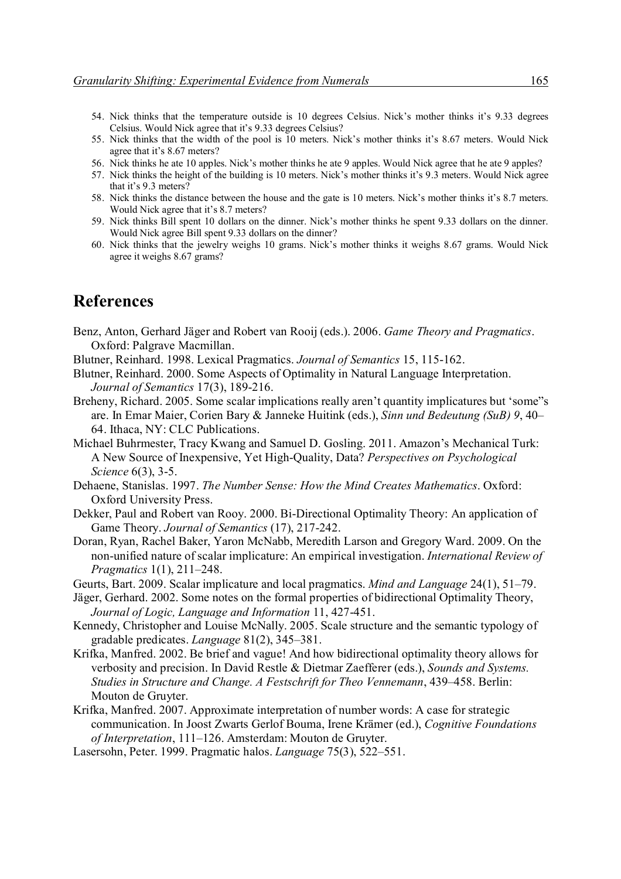54. Nick thinks that the temperature outside is 10 degrees Celsius. Nick's mother thinks it's 9.33 degrees Celsius. Would Nick agree that it's 9.33 degrees Celsius?
55. Nick thinks that the width of the pool is 10 meters. Nick's mother thinks it's 8.67 meters. Would Nick agree that it's 8.67 meters?
56. Nick thinks he ate 10 apples. Nick's mother thinks he ate 9 apples. Would Nick agree that he ate 9 apples?
57. Nick thinks the height of the building is 10 meters. Nick's mother thinks it's 9.3 meters. Would Nick agree that it's 9.3 meters?
58. Nick thinks the distance between the house and the gate is 10 meters. Nick's mother thinks it's 8.7 meters. Would Nick agree that it's 8.7 meters?
59. Nick thinks Bill spent 10 dollars on the dinner. Nick's mother thinks he spent 9.33 dollars on the dinner. Would Nick agree Bill spent 9.33 dollars on the dinner?
60. Nick thinks that the jewelry weighs 10 grams. Nick's mother thinks it weighs 8.67 grams. Would Nick agree it weighs 8.67 grams?

# References

Benz, Anton, Gerhard Jäger and Robert van Rooij (eds.). 2006. *Game Theory and Pragmatics*. Oxford: Palgrave Macmillan.

Blutner, Reinhard. 1998. Lexical Pragmatics. *Journal of Semantics* 15, 115-162.

Blutner, Reinhard. 2000. Some Aspects of Optimality in Natural Language Interpretation. *Journal of Semantics* 17(3), 189-216.

Breheny, Richard. 2005. Some scalar implications really aren't quantity implicatures but 'some"s are. In Emar Maier, Corien Bary & Janneke Huitink (eds.), *Sinn und Bedeutung (SuB) 9*, 40–64. Ithaca, NY: CLC Publications.

Michael Buhrmester, Tracy Kwang and Samuel D. Gosling. 2011. Amazon's Mechanical Turk: A New Source of Inexpensive, Yet High-Quality, Data? *Perspectives on Psychological Science* 6(3), 3-5.

Dehaene, Stanislas. 1997. *The Number Sense: How the Mind Creates Mathematics*. Oxford: Oxford University Press.

Dekker, Paul and Robert van Rooy. 2000. Bi-Directional Optimality Theory: An application of Game Theory. *Journal of Semantics* (17), 217-242.

Doran, Ryan, Rachel Baker, Yaron McNabb, Meredith Larson and Gregory Ward. 2009. On the non-unified nature of scalar implicature: An empirical investigation. *International Review of Pragmatics* 1(1), 211–248.

Geurts, Bart. 2009. Scalar implicature and local pragmatics. *Mind and Language* 24(1), 51–79.

Jäger, Gerhard. 2002. Some notes on the formal properties of bidirectional Optimality Theory, *Journal of Logic, Language and Information* 11, 427-451.

Kennedy, Christopher and Louise McNally. 2005. Scale structure and the semantic typology of gradable predicates. *Language* 81(2), 345–381.

Krifka, Manfred. 2002. Be brief and vague! And how bidirectional optimality theory allows for verbosity and precision. In David Restle & Dietmar Zaefferer (eds.), *Sounds and Systems. Studies in Structure and Change. A Festschrift for Theo Vennemann*, 439–458. Berlin: Mouton de Gruyter.

Krifka, Manfred. 2007. Approximate interpretation of number words: A case for strategic communication. In Joost Zwarts Gerlof Bouma, Irene Krämer (ed.), *Cognitive Foundations of Interpretation*, 111–126. Amsterdam: Mouton de Gruyter.

Lasersohn, Peter. 1999. Pragmatic halos. *Language* 75(3), 522–551.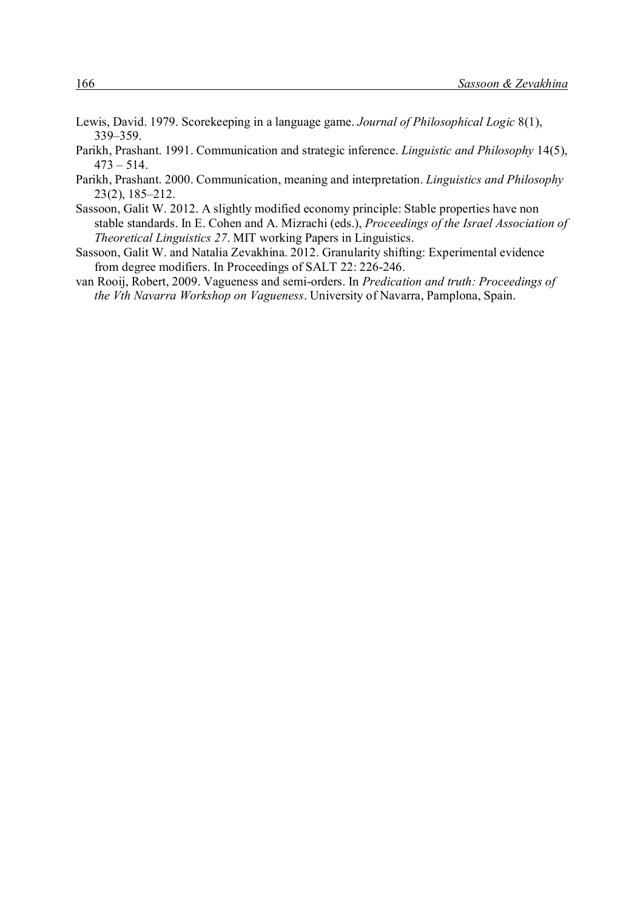Lewis, David. 1979. Scorekeeping in a language game. *Journal of Philosophical Logic* 8(1), 339–359.

Parikh, Prashant. 1991. Communication and strategic inference. *Linguistic and Philosophy* 14(5), 473 – 514.

Parikh, Prashant. 2000. Communication, meaning and interpretation. *Linguistics and Philosophy* 23(2), 185–212.

Sassoon, Galit W. 2012. A slightly modified economy principle: Stable properties have non stable standards. In E. Cohen and A. Mizrachi (eds.), *Proceedings of the Israel Association of Theoretical Linguistics 27*. MIT working Papers in Linguistics.

Sassoon, Galit W. and Natalia Zevakhina. 2012. Granularity shifting: Experimental evidence from degree modifiers. In Proceedings of SALT 22: 226-246.

van Rooij, Robert, 2009. Vagueness and semi-orders. In *Predication and truth: Proceedings of the Vth Navarra Workshop on Vagueness*. University of Navarra, Pamplona, Spain.